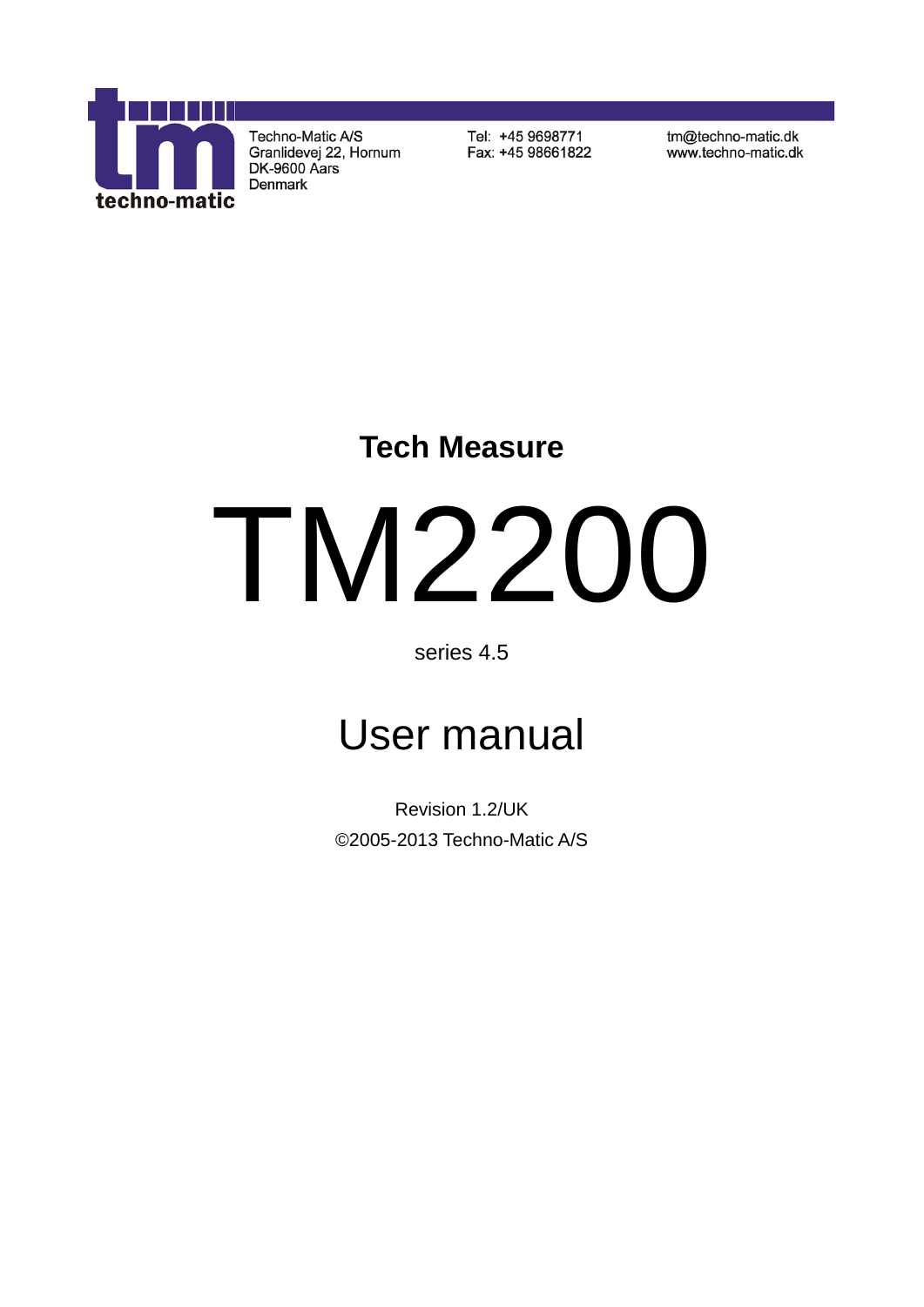techno-matic

Techno-Matic A/S
Granlidevej 22, Hornum
DK-9600 Aars
Denmark

Tel: +45 9698771
Fax: +45 98661822

tm@techno-matic.dk
www.techno-matic.dk

**Tech Measure**

# TM2200

series 4.5

## User manual

Revision 1.2/UK

©2005-2013 Techno-Matic A/S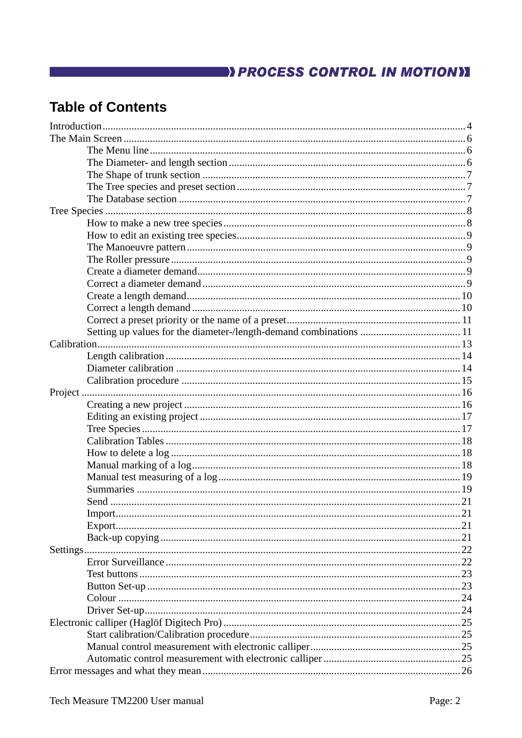# Table of Contents

- Introduction ........ 4
- The Main Screen ........ 6
  - The Menu line ........ 6
  - The Diameter- and length section ........ 6
  - The Shape of trunk section ........ 7
  - The Tree species and preset section ........ 7
  - The Database section ........ 7
- Tree Species ........ 8
  - How to make a new tree species ........ 8
  - How to edit an existing tree species ........ 9
  - The Manoeuvre pattern ........ 9
  - The Roller pressure ........ 9
  - Create a diameter demand ........ 9
  - Correct a diameter demand ........ 9
  - Create a length demand ........ 10
  - Correct a length demand ........ 10
  - Correct a preset priority or the name of a preset ........ 11
  - Setting up values for the diameter-/length-demand combinations ........ 11
- Calibration ........ 13
  - Length calibration ........ 14
  - Diameter calibration ........ 14
  - Calibration procedure ........ 15
- Project ........ 16
  - Creating a new project ........ 16
  - Editing an existing project ........ 17
  - Tree Species ........ 17
  - Calibration Tables ........ 18
  - How to delete a log ........ 18
  - Manual marking of a log ........ 18
  - Manual test measuring of a log ........ 19
  - Summaries ........ 19
  - Send ........ 21
  - Import ........ 21
  - Export ........ 21
  - Back-up copying ........ 21
- Settings ........ 22
  - Error Surveillance ........ 22
  - Test buttons ........ 23
  - Button Set-up ........ 23
  - Colour ........ 24
  - Driver Set-up ........ 24
- Electronic calliper (Haglöf Digitech Pro) ........ 25
  - Start calibration/Calibration procedure ........ 25
  - Manual control measurement with electronic calliper ........ 25
  - Automatic control measurement with electronic calliper ........ 25
- Error messages and what they mean ........ 26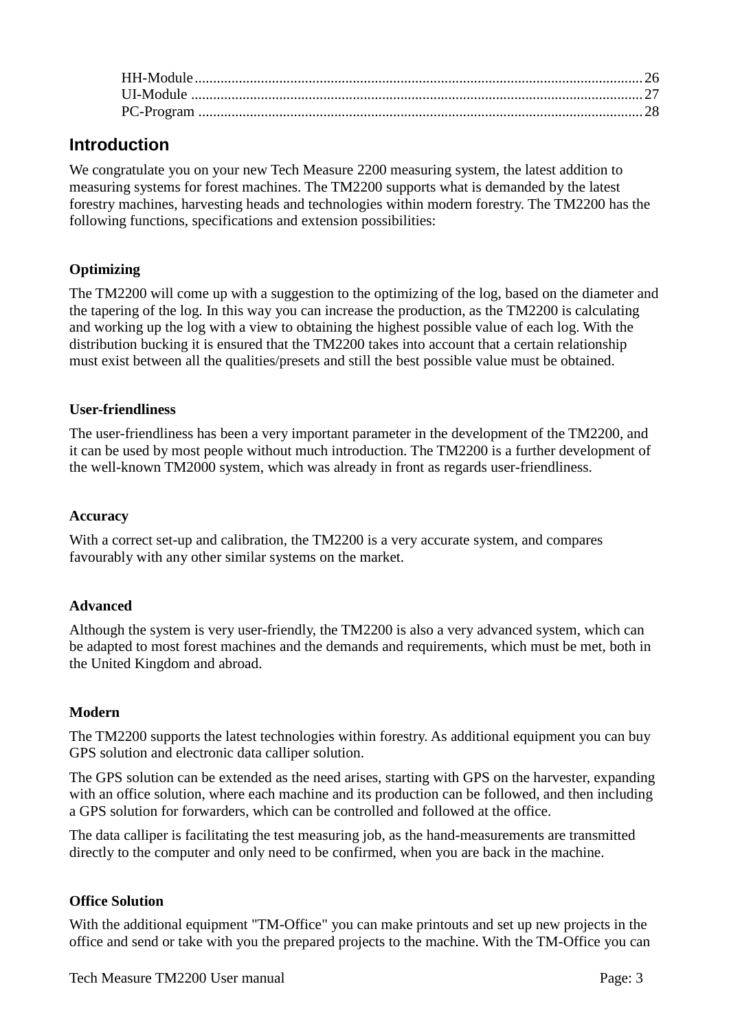HH-Module .......... 26
UI-Module .......... 27
PC-Program .......... 28

## Introduction

We congratulate you on your new Tech Measure 2200 measuring system, the latest addition to measuring systems for forest machines. The TM2200 supports what is demanded by the latest forestry machines, harvesting heads and technologies within modern forestry. The TM2200 has the following functions, specifications and extension possibilities:

**Optimizing**

The TM2200 will come up with a suggestion to the optimizing of the log, based on the diameter and the tapering of the log. In this way you can increase the production, as the TM2200 is calculating and working up the log with a view to obtaining the highest possible value of each log. With the distribution bucking it is ensured that the TM2200 takes into account that a certain relationship must exist between all the qualities/presets and still the best possible value must be obtained.

**User-friendliness**

The user-friendliness has been a very important parameter in the development of the TM2200, and it can be used by most people without much introduction. The TM2200 is a further development of the well-known TM2000 system, which was already in front as regards user-friendliness.

**Accuracy**

With a correct set-up and calibration, the TM2200 is a very accurate system, and compares favourably with any other similar systems on the market.

**Advanced**

Although the system is very user-friendly, the TM2200 is also a very advanced system, which can be adapted to most forest machines and the demands and requirements, which must be met, both in the United Kingdom and abroad.

**Modern**

The TM2200 supports the latest technologies within forestry. As additional equipment you can buy GPS solution and electronic data calliper solution.

The GPS solution can be extended as the need arises, starting with GPS on the harvester, expanding with an office solution, where each machine and its production can be followed, and then including a GPS solution for forwarders, which can be controlled and followed at the office.

The data calliper is facilitating the test measuring job, as the hand-measurements are transmitted directly to the computer and only need to be confirmed, when you are back in the machine.

**Office Solution**

With the additional equipment "TM-Office" you can make printouts and set up new projects in the office and send or take with you the prepared projects to the machine. With the TM-Office you can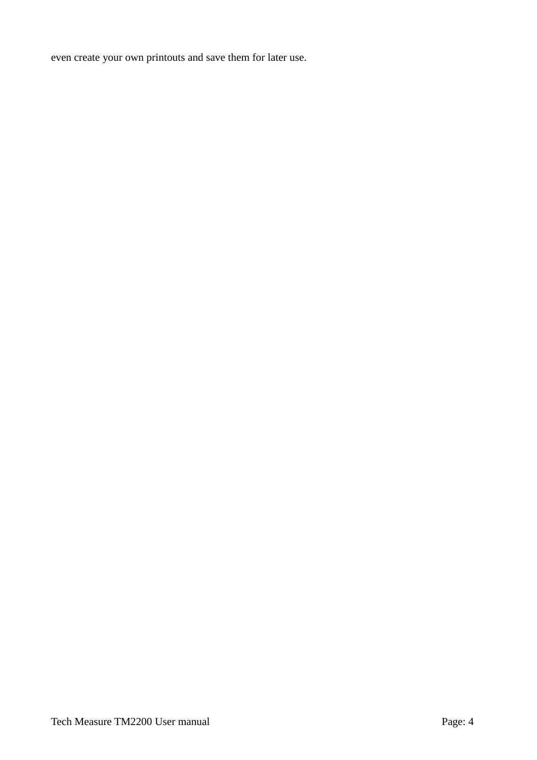even create your own printouts and save them for later use.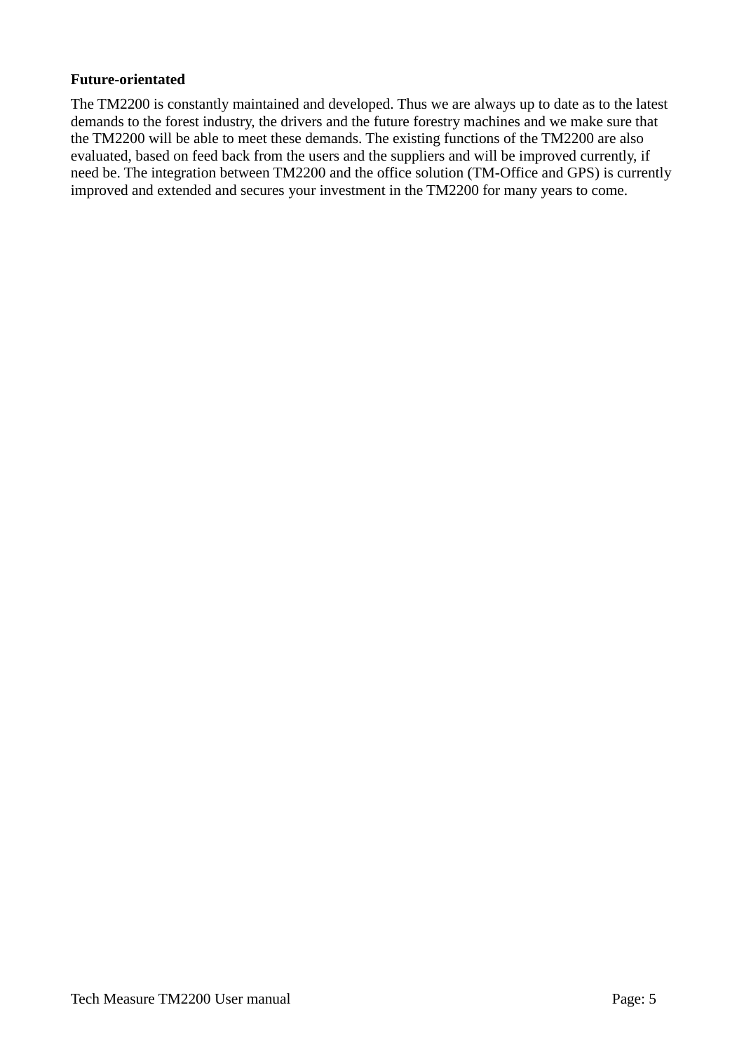**Future-orientated**

The TM2200 is constantly maintained and developed. Thus we are always up to date as to the latest demands to the forest industry, the drivers and the future forestry machines and we make sure that the TM2200 will be able to meet these demands. The existing functions of the TM2200 are also evaluated, based on feed back from the users and the suppliers and will be improved currently, if need be. The integration between TM2200 and the office solution (TM-Office and GPS) is currently improved and extended and secures your investment in the TM2200 for many years to come.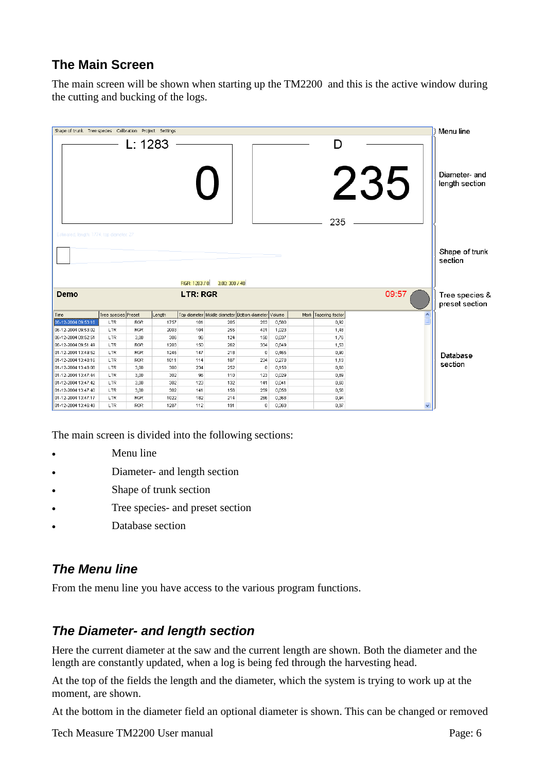## The Main Screen

The main screen will be shown when starting up the TM2200 and this is the active window during the cutting and bucking of the logs.

The main screen is divided into the following sections:

- Menu line
- Diameter- and length section
- Shape of trunk section
- Tree species- and preset section
- Database section

### *The Menu line*

From the menu line you have access to the various program functions.

### *The Diameter- and length section*

Here the current diameter at the saw and the current length are shown. Both the diameter and the length are constantly updated, when a log is being fed through the harvesting head.

At the top of the fields the length and the diameter, which the system is trying to work up at the moment, are shown.

At the bottom in the diameter field an optional diameter is shown. This can be changed or removed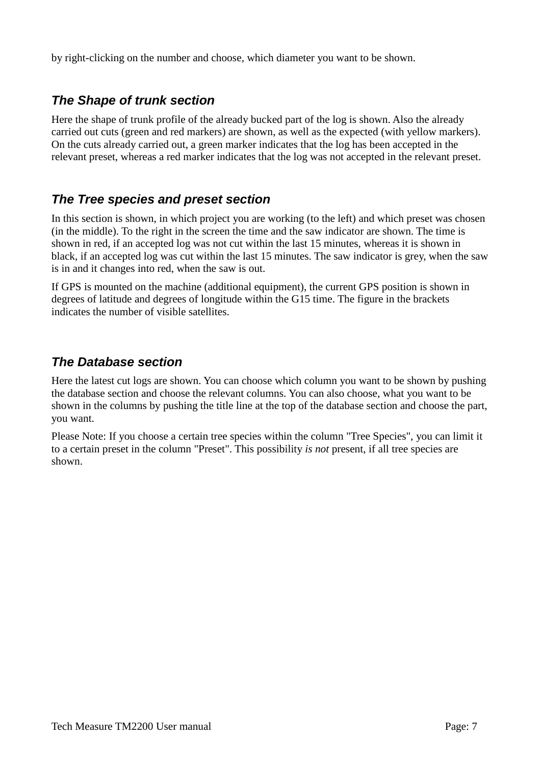by right-clicking on the number and choose, which diameter you want to be shown.

### *The Shape of trunk section*

Here the shape of trunk profile of the already bucked part of the log is shown. Also the already carried out cuts (green and red markers) are shown, as well as the expected (with yellow markers). On the cuts already carried out, a green marker indicates that the log has been accepted in the relevant preset, whereas a red marker indicates that the log was not accepted in the relevant preset.

### *The Tree species and preset section*

In this section is shown, in which project you are working (to the left) and which preset was chosen (in the middle). To the right in the screen the time and the saw indicator are shown. The time is shown in red, if an accepted log was not cut within the last 15 minutes, whereas it is shown in black, if an accepted log was cut within the last 15 minutes. The saw indicator is grey, when the saw is in and it changes into red, when the saw is out.

If GPS is mounted on the machine (additional equipment), the current GPS position is shown in degrees of latitude and degrees of longitude within the G15 time. The figure in the brackets indicates the number of visible satellites.

### *The Database section*

Here the latest cut logs are shown. You can choose which column you want to be shown by pushing the database section and choose the relevant columns. You can also choose, what you want to be shown in the columns by pushing the title line at the top of the database section and choose the part, you want.

Please Note: If you choose a certain tree species within the column "Tree Species", you can limit it to a certain preset in the column "Preset". This possibility *is not* present, if all tree species are shown.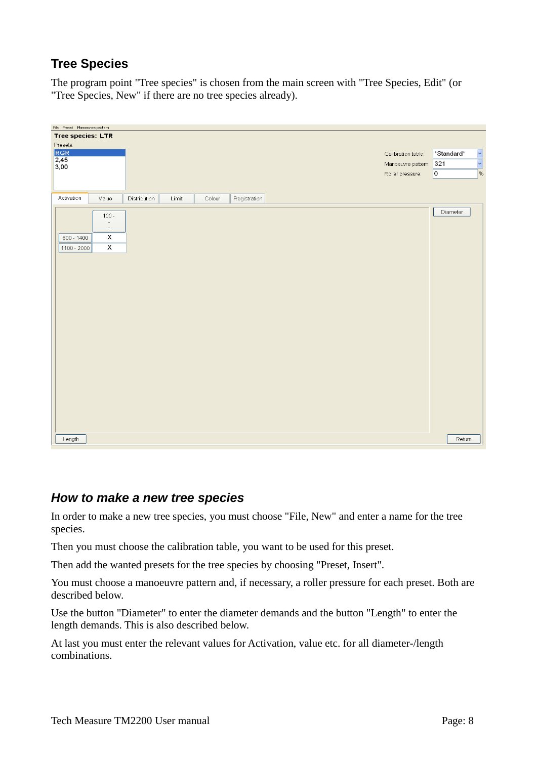## Tree Species

The program point "Tree species" is chosen from the main screen with "Tree Species, Edit" (or "Tree Species, New" if there are no tree species already).

### *How to make a new tree species*

In order to make a new tree species, you must choose "File, New" and enter a name for the tree species.

Then you must choose the calibration table, you want to be used for this preset.

Then add the wanted presets for the tree species by choosing "Preset, Insert".

You must choose a manoeuvre pattern and, if necessary, a roller pressure for each preset. Both are described below.

Use the button "Diameter" to enter the diameter demands and the button "Length" to enter the length demands. This is also described below.

At last you must enter the relevant values for Activation, value etc. for all diameter-/length combinations.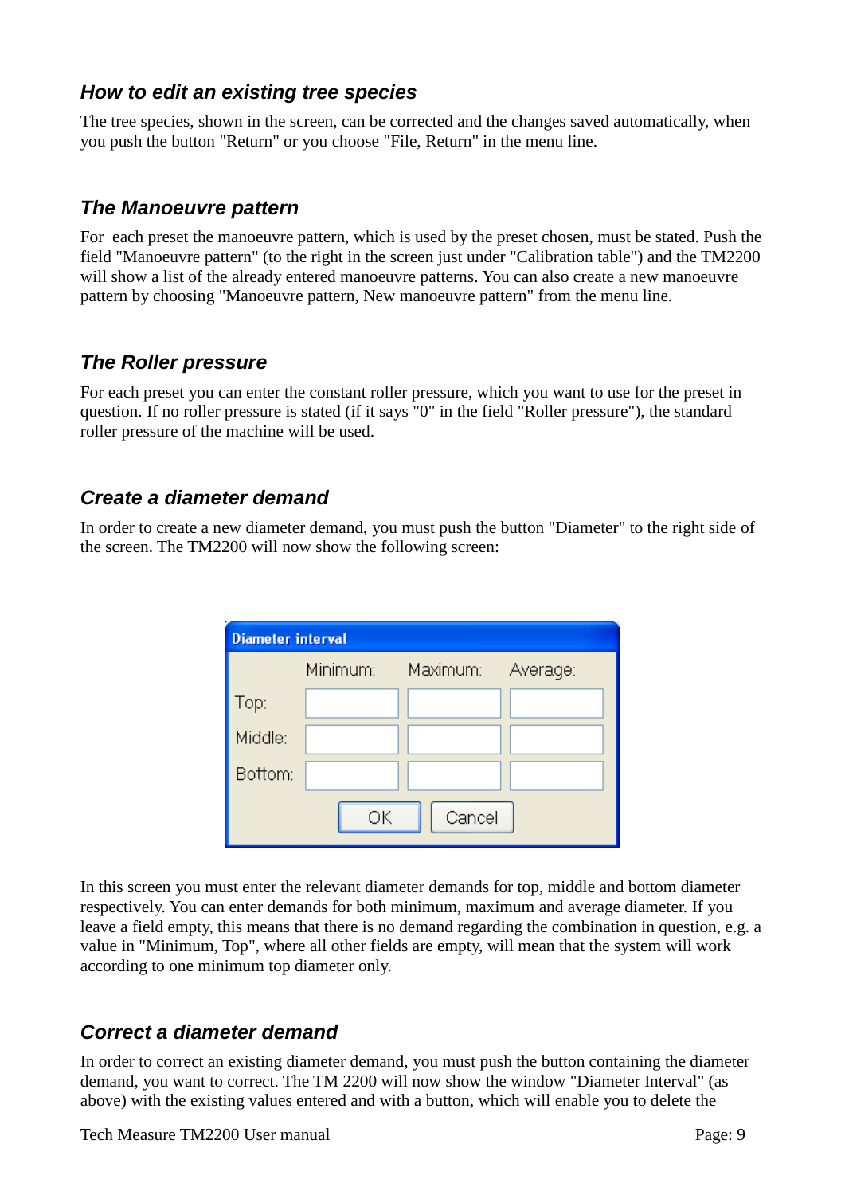### How to edit an existing tree species

The tree species, shown in the screen, can be corrected and the changes saved automatically, when you push the button "Return" or you choose "File, Return" in the menu line.

### The Manoeuvre pattern

For each preset the manoeuvre pattern, which is used by the preset chosen, must be stated. Push the field "Manoeuvre pattern" (to the right in the screen just under "Calibration table") and the TM2200 will show a list of the already entered manoeuvre patterns. You can also create a new manoeuvre pattern by choosing "Manoeuvre pattern, New manoeuvre pattern" from the menu line.

### The Roller pressure

For each preset you can enter the constant roller pressure, which you want to use for the preset in question. If no roller pressure is stated (if it says "0" in the field "Roller pressure"), the standard roller pressure of the machine will be used.

### Create a diameter demand

In order to create a new diameter demand, you must push the button "Diameter" to the right side of the screen. The TM2200 will now show the following screen:

**Diameter interval**

| | Minimum: | Maximum: | Average: |
|---|---|---|---|
| Top: | | | |
| Middle: | | | |
| Bottom: | | | |

OK Cancel

In this screen you must enter the relevant diameter demands for top, middle and bottom diameter respectively. You can enter demands for both minimum, maximum and average diameter. If you leave a field empty, this means that there is no demand regarding the combination in question, e.g. a value in "Minimum, Top", where all other fields are empty, will mean that the system will work according to one minimum top diameter only.

### Correct a diameter demand

In order to correct an existing diameter demand, you must push the button containing the diameter demand, you want to correct. The TM 2200 will now show the window "Diameter Interval" (as above) with the existing values entered and with a button, which will enable you to delete the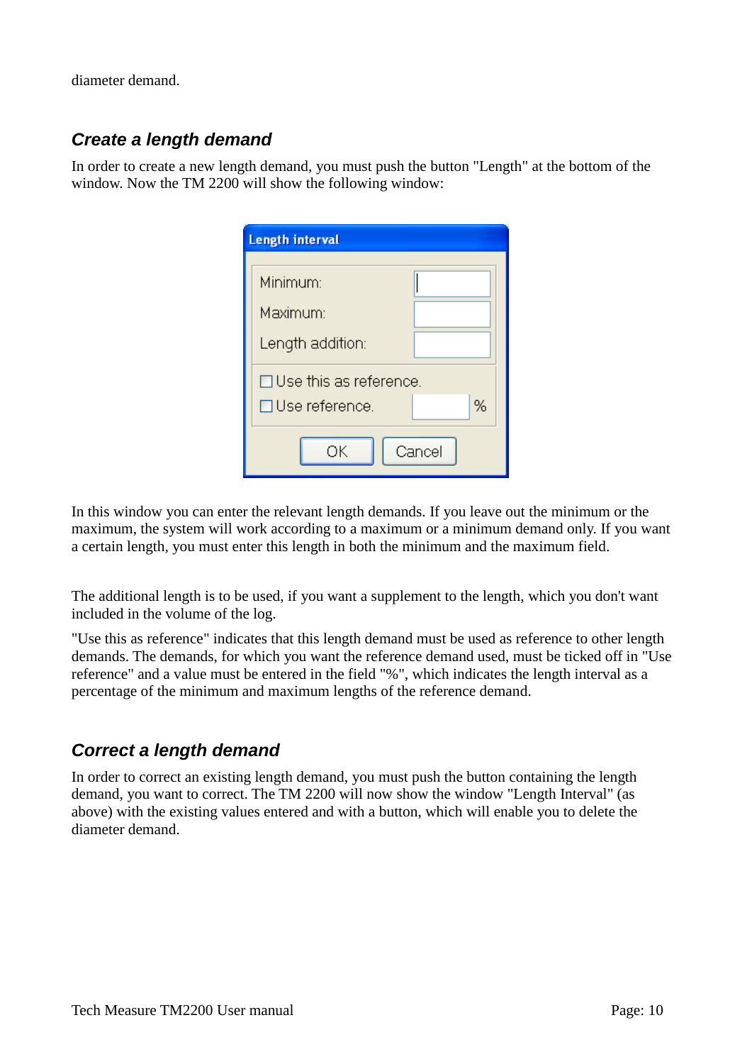diameter demand.

### *Create a length demand*

In order to create a new length demand, you must push the button "Length" at the bottom of the window. Now the TM 2200 will show the following window:

In this window you can enter the relevant length demands. If you leave out the minimum or the maximum, the system will work according to a maximum or a minimum demand only. If you want a certain length, you must enter this length in both the minimum and the maximum field.

The additional length is to be used, if you want a supplement to the length, which you don't want included in the volume of the log.

"Use this as reference" indicates that this length demand must be used as reference to other length demands. The demands, for which you want the reference demand used, must be ticked off in "Use reference" and a value must be entered in the field "%", which indicates the length interval as a percentage of the minimum and maximum lengths of the reference demand.

### *Correct a length demand*

In order to correct an existing length demand, you must push the button containing the length demand, you want to correct. The TM 2200 will now show the window "Length Interval" (as above) with the existing values entered and with a button, which will enable you to delete the diameter demand.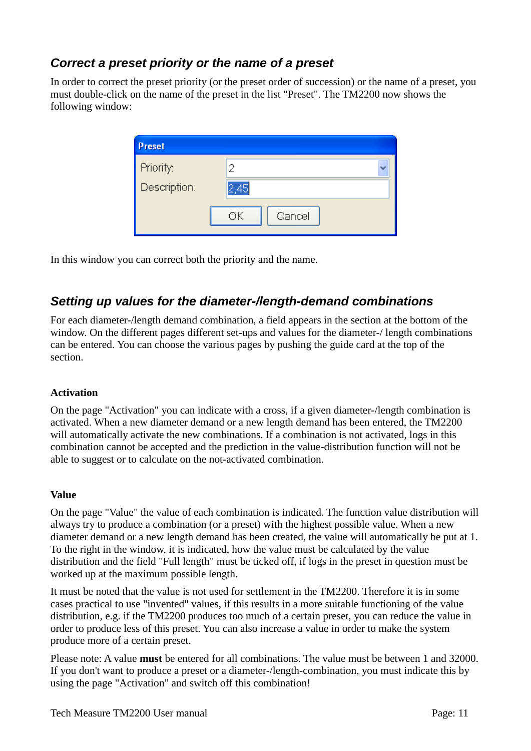## *Correct a preset priority or the name of a preset*

In order to correct the preset priority (or the preset order of succession) or the name of a preset, you must double-click on the name of the preset in the list "Preset". The TM2200 now shows the following window:

In this window you can correct both the priority and the name.

## *Setting up values for the diameter-/length-demand combinations*

For each diameter-/length demand combination, a field appears in the section at the bottom of the window. On the different pages different set-ups and values for the diameter-/ length combinations can be entered. You can choose the various pages by pushing the guide card at the top of the section.

### Activation

On the page "Activation" you can indicate with a cross, if a given diameter-/length combination is activated. When a new diameter demand or a new length demand has been entered, the TM2200 will automatically activate the new combinations. If a combination is not activated, logs in this combination cannot be accepted and the prediction in the value-distribution function will not be able to suggest or to calculate on the not-activated combination.

### Value

On the page "Value" the value of each combination is indicated. The function value distribution will always try to produce a combination (or a preset) with the highest possible value. When a new diameter demand or a new length demand has been created, the value will automatically be put at 1. To the right in the window, it is indicated, how the value must be calculated by the value distribution and the field "Full length" must be ticked off, if logs in the preset in question must be worked up at the maximum possible length.

It must be noted that the value is not used for settlement in the TM2200. Therefore it is in some cases practical to use "invented" values, if this results in a more suitable functioning of the value distribution, e.g. if the TM2200 produces too much of a certain preset, you can reduce the value in order to produce less of this preset. You can also increase a value in order to make the system produce more of a certain preset.

Please note: A value **must** be entered for all combinations. The value must be between 1 and 32000. If you don't want to produce a preset or a diameter-/length-combination, you must indicate this by using the page "Activation" and switch off this combination!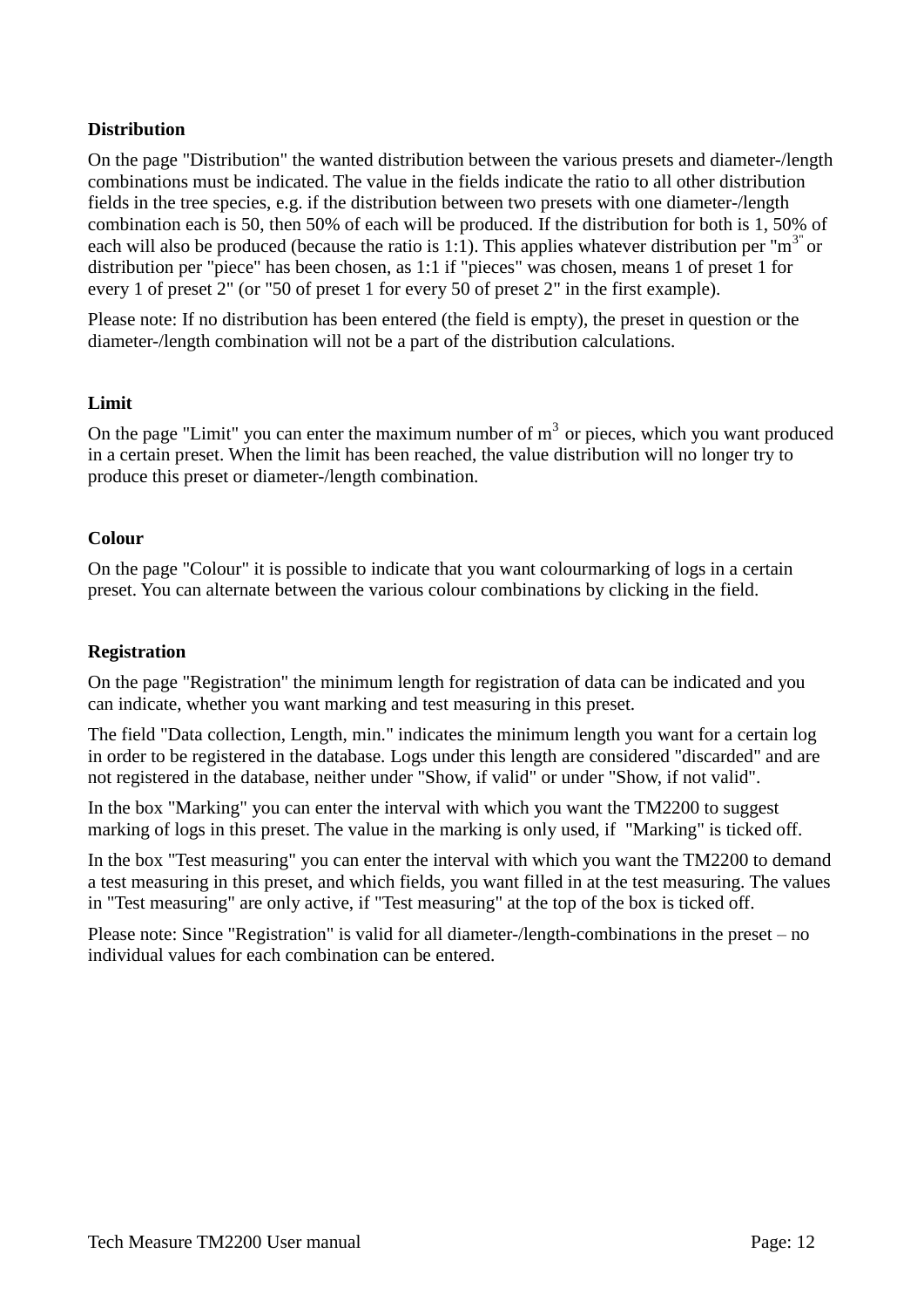**Distribution**

On the page "Distribution" the wanted distribution between the various presets and diameter-/length combinations must be indicated. The value in the fields indicate the ratio to all other distribution fields in the tree species, e.g. if the distribution between two presets with one diameter-/length combination each is 50, then 50% of each will be produced. If the distribution for both is 1, 50% of each will also be produced (because the ratio is 1:1). This applies whatever distribution per "$m^{3}$" or distribution per "piece" has been chosen, as 1:1 if "pieces" was chosen, means 1 of preset 1 for every 1 of preset 2" (or "50 of preset 1 for every 50 of preset 2" in the first example).

Please note: If no distribution has been entered (the field is empty), the preset in question or the diameter-/length combination will not be a part of the distribution calculations.

**Limit**

On the page "Limit" you can enter the maximum number of $m^3$ or pieces, which you want produced in a certain preset. When the limit has been reached, the value distribution will no longer try to produce this preset or diameter-/length combination.

**Colour**

On the page "Colour" it is possible to indicate that you want colourmarking of logs in a certain preset. You can alternate between the various colour combinations by clicking in the field.

**Registration**

On the page "Registration" the minimum length for registration of data can be indicated and you can indicate, whether you want marking and test measuring in this preset.

The field "Data collection, Length, min." indicates the minimum length you want for a certain log in order to be registered in the database. Logs under this length are considered "discarded" and are not registered in the database, neither under "Show, if valid" or under "Show, if not valid".

In the box "Marking" you can enter the interval with which you want the TM2200 to suggest marking of logs in this preset. The value in the marking is only used, if "Marking" is ticked off.

In the box "Test measuring" you can enter the interval with which you want the TM2200 to demand a test measuring in this preset, and which fields, you want filled in at the test measuring. The values in "Test measuring" are only active, if "Test measuring" at the top of the box is ticked off.

Please note: Since "Registration" is valid for all diameter-/length-combinations in the preset – no individual values for each combination can be entered.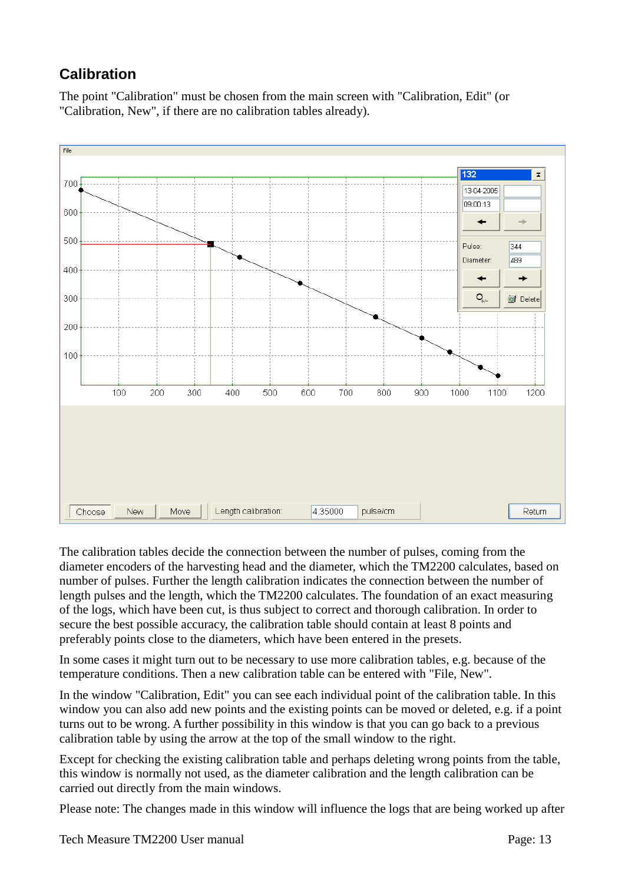## Calibration

The point "Calibration" must be chosen from the main screen with "Calibration, Edit" (or "Calibration, New", if there are no calibration tables already).

The calibration tables decide the connection between the number of pulses, coming from the diameter encoders of the harvesting head and the diameter, which the TM2200 calculates, based on number of pulses. Further the length calibration indicates the connection between the number of length pulses and the length, which the TM2200 calculates. The foundation of an exact measuring of the logs, which have been cut, is thus subject to correct and thorough calibration. In order to secure the best possible accuracy, the calibration table should contain at least 8 points and preferably points close to the diameters, which have been entered in the presets.

In some cases it might turn out to be necessary to use more calibration tables, e.g. because of the temperature conditions. Then a new calibration table can be entered with "File, New".

In the window "Calibration, Edit" you can see each individual point of the calibration table. In this window you can also add new points and the existing points can be moved or deleted, e.g. if a point turns out to be wrong. A further possibility in this window is that you can go back to a previous calibration table by using the arrow at the top of the small window to the right.

Except for checking the existing calibration table and perhaps deleting wrong points from the table, this window is normally not used, as the diameter calibration and the length calibration can be carried out directly from the main windows.

Please note: The changes made in this window will influence the logs that are being worked up after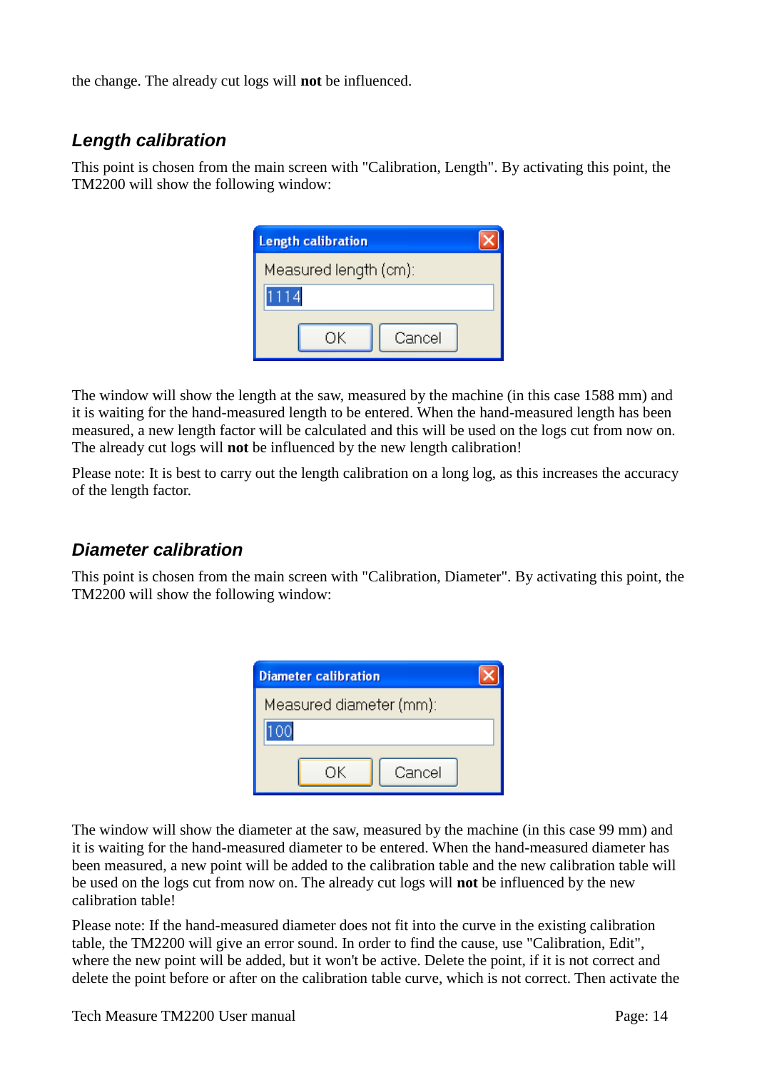the change. The already cut logs will **not** be influenced.

## *Length calibration*

This point is chosen from the main screen with "Calibration, Length". By activating this point, the TM2200 will show the following window:

The window will show the length at the saw, measured by the machine (in this case 1588 mm) and it is waiting for the hand-measured length to be entered. When the hand-measured length has been measured, a new length factor will be calculated and this will be used on the logs cut from now on. The already cut logs will **not** be influenced by the new length calibration!

Please note: It is best to carry out the length calibration on a long log, as this increases the accuracy of the length factor.

## *Diameter calibration*

This point is chosen from the main screen with "Calibration, Diameter". By activating this point, the TM2200 will show the following window:

The window will show the diameter at the saw, measured by the machine (in this case 99 mm) and it is waiting for the hand-measured diameter to be entered. When the hand-measured diameter has been measured, a new point will be added to the calibration table and the new calibration table will be used on the logs cut from now on. The already cut logs will **not** be influenced by the new calibration table!

Please note: If the hand-measured diameter does not fit into the curve in the existing calibration table, the TM2200 will give an error sound. In order to find the cause, use "Calibration, Edit", where the new point will be added, but it won't be active. Delete the point, if it is not correct and delete the point before or after on the calibration table curve, which is not correct. Then activate the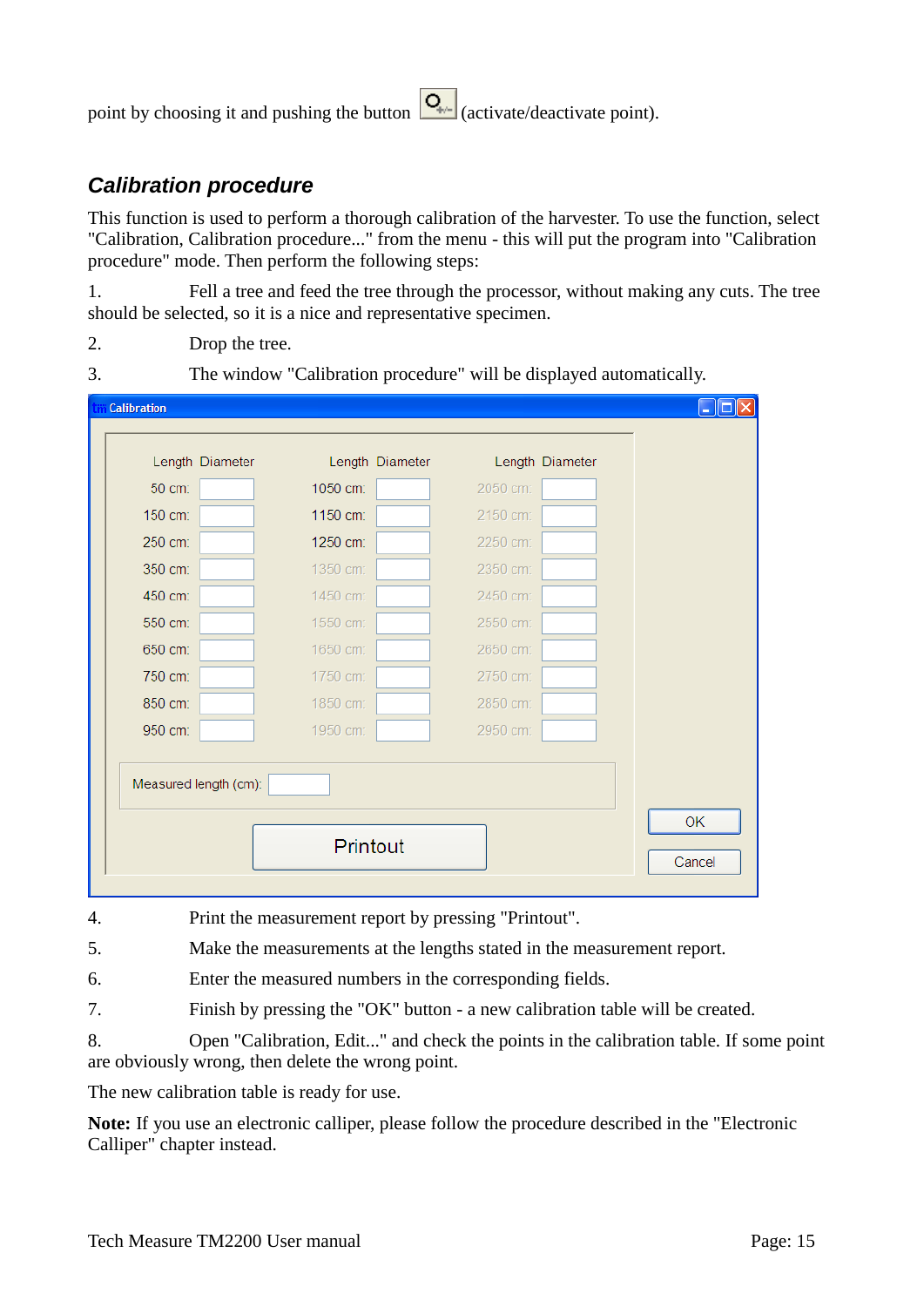point by choosing it and pushing the button (activate/deactivate point).

## *Calibration procedure*

This function is used to perform a thorough calibration of the harvester. To use the function, select "Calibration, Calibration procedure..." from the menu - this will put the program into "Calibration procedure" mode. Then perform the following steps:

1. Fell a tree and feed the tree through the processor, without making any cuts. The tree should be selected, so it is a nice and representative specimen.
2. Drop the tree.
3. The window "Calibration procedure" will be displayed automatically.

| Length | Diameter | Length | Diameter | Length | Diameter |
|---|---|---|---|---|---|
| 50 cm: | | 1050 cm: | | 2050 cm: | |
| 150 cm: | | 1150 cm: | | 2150 cm: | |
| 250 cm: | | 1250 cm: | | 2250 cm: | |
| 350 cm: | | 1350 cm: | | 2350 cm: | |
| 450 cm: | | 1450 cm: | | 2450 cm: | |
| 550 cm: | | 1550 cm: | | 2550 cm: | |
| 650 cm: | | 1650 cm: | | 2650 cm: | |
| 750 cm: | | 1750 cm: | | 2750 cm: | |
| 850 cm: | | 1850 cm: | | 2850 cm: | |
| 950 cm: | | 1950 cm: | | 2950 cm: | |

Measured length (cm):

Printout | OK | Cancel

4. Print the measurement report by pressing "Printout".
5. Make the measurements at the lengths stated in the measurement report.
6. Enter the measured numbers in the corresponding fields.
7. Finish by pressing the "OK" button - a new calibration table will be created.
8. Open "Calibration, Edit..." and check the points in the calibration table. If some point are obviously wrong, then delete the wrong point.

The new calibration table is ready for use.

**Note:** If you use an electronic calliper, please follow the procedure described in the "Electronic Calliper" chapter instead.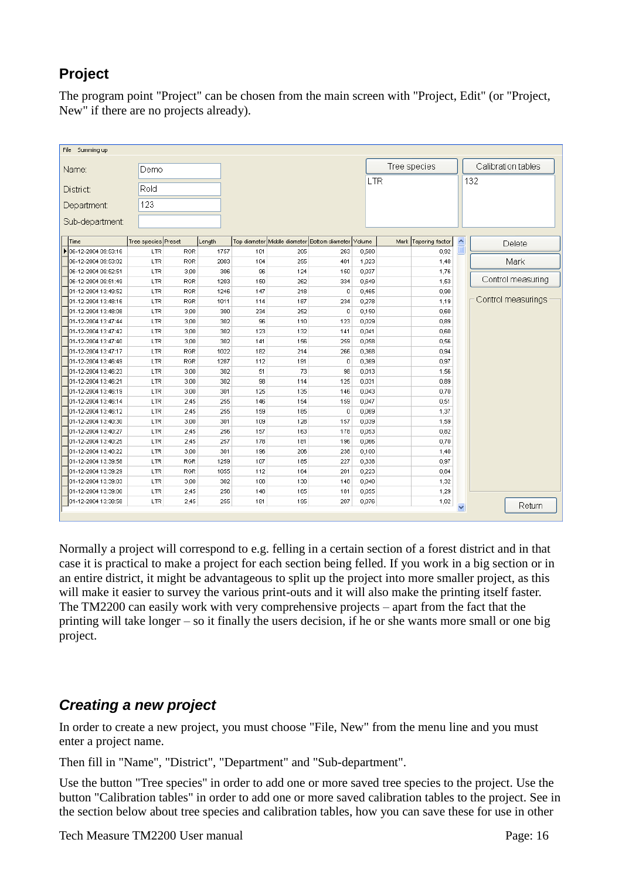## Project

The program point "Project" can be chosen from the main screen with "Project, Edit" (or "Project, New" if there are no projects already).

File   Summing up

Name: Demo

District: Rold

Department: 123

Sub-department:

Tree species: LTR

Calibration tables: 132

| Time | Tree species | Preset | Length | Top diameter | Middle diameter | Bottom diameter | Volume | Mark | Tapering factor |
|---|---|---|---|---|---|---|---|---|---|
| 06-12-2004 09:53:16 | LTR | RGR | 1757 | 101 | 205 | 263 | 0,580 | | 0,92 |
| 06-12-2004 09:53:02 | LTR | RGR | 2003 | 104 | 255 | 401 | 1,023 | | 1,48 |
| 06-12-2004 09:52:51 | LTR | 3,00 | 306 | 96 | 124 | 150 | 0,037 | | 1,76 |
| 06-12-2004 09:51:49 | LTR | RGR | 1203 | 150 | 262 | 334 | 0,649 | | 1,53 |
| 01-12-2004 13:49:52 | LTR | RGR | 1246 | 147 | 218 | 0 | 0,465 | | 0,90 |
| 01-12-2004 13:48:16 | LTR | RGR | 1011 | 114 | 187 | 234 | 0,278 | | 1,19 |
| 01-12-2004 13:48:08 | LTR | 3,00 | 300 | 234 | 252 | 0 | 0,150 | | 0,60 |
| 01-12-2004 13:47:44 | LTR | 3,00 | 302 | 96 | 110 | 123 | 0,029 | | 0,89 |
| 01-12-2004 13:47:42 | LTR | 3,00 | 302 | 123 | 132 | 141 | 0,041 | | 0,60 |
| 01-12-2004 13:47:40 | LTR | 3,00 | 302 | 141 | 156 | 259 | 0,058 | | 0,56 |
| 01-12-2004 13:47:17 | LTR | RGR | 1022 | 182 | 214 | 266 | 0,368 | | 0,94 |
| 01-12-2004 13:46:49 | LTR | RGR | 1287 | 112 | 191 | 0 | 0,369 | | 0,97 |
| 01-12-2004 13:46:23 | LTR | 3,00 | 302 | 51 | 73 | 98 | 0,013 | | 1,56 |
| 01-12-2004 13:46:21 | LTR | 3,00 | 302 | 98 | 114 | 125 | 0,031 | | 0,89 |
| 01-12-2004 13:46:19 | LTR | 3,00 | 301 | 125 | 135 | 146 | 0,043 | | 0,70 |
| 01-12-2004 13:46:14 | LTR | 2,45 | 255 | 146 | 154 | 159 | 0,047 | | 0,51 |
| 01-12-2004 13:46:12 | LTR | 2,45 | 255 | 159 | 185 | 0 | 0,069 | | 1,37 |
| 01-12-2004 13:40:30 | LTR | 3,00 | 301 | 109 | 128 | 157 | 0,039 | | 1,59 |
| 01-12-2004 13:40:27 | LTR | 2,45 | 256 | 157 | 163 | 178 | 0,053 | | 0,82 |
| 01-12-2004 13:40:25 | LTR | 2,45 | 257 | 178 | 181 | 196 | 0,066 | | 0,70 |
| 01-12-2004 13:40:22 | LTR | 3,00 | 301 | 196 | 206 | 238 | 0,100 | | 1,40 |
| 01-12-2004 13:39:56 | LTR | RGR | 1259 | 107 | 165 | 227 | 0,338 | | 0,97 |
| 01-12-2004 13:39:29 | LTR | RGR | 1055 | 112 | 164 | 201 | 0,223 | | 0,84 |
| 01-12-2004 13:39:03 | LTR | 3,00 | 302 | 108 | 130 | 146 | 0,040 | | 1,32 |
| 01-12-2004 13:39:00 | LTR | 2,45 | 256 | 146 | 165 | 181 | 0,055 | | 1,29 |
| 01-12-2004 13:38:58 | LTR | 2,45 | 255 | 161 | 195 | 207 | 0,076 | | 1,02 |

Delete | Mark | Control measuring | Control measurings | Return

Normally a project will correspond to e.g. felling in a certain section of a forest district and in that case it is practical to make a project for each section being felled. If you work in a big section or in an entire district, it might be advantageous to split up the project into more smaller project, as this will make it easier to survey the various print-outs and it will also make the printing itself faster. The TM2200 can easily work with very comprehensive projects – apart from the fact that the printing will take longer – so it finally the users decision, if he or she wants more small or one big project.

### *Creating a new project*

In order to create a new project, you must choose "File, New" from the menu line and you must enter a project name.

Then fill in "Name", "District", "Department" and "Sub-department".

Use the button "Tree species" in order to add one or more saved tree species to the project. Use the button "Calibration tables" in order to add one or more saved calibration tables to the project. See in the section below about tree species and calibration tables, how you can save these for use in other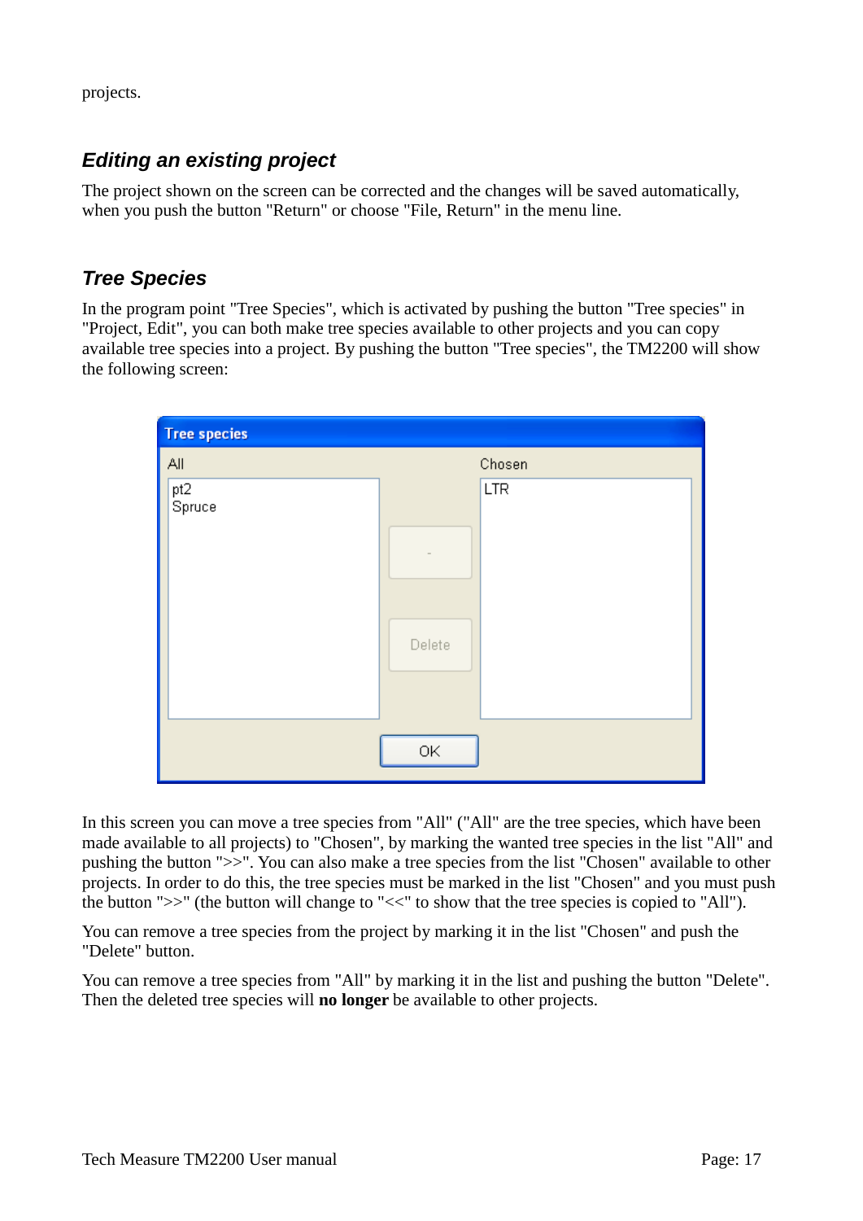projects.

### Editing an existing project

The project shown on the screen can be corrected and the changes will be saved automatically, when you push the button "Return" or choose "File, Return" in the menu line.

### Tree Species

In the program point "Tree Species", which is activated by pushing the button "Tree species" in "Project, Edit", you can both make tree species available to other projects and you can copy available tree species into a project. By pushing the button "Tree species", the TM2200 will show the following screen:

In this screen you can move a tree species from "All" ("All" are the tree species, which have been made available to all projects) to "Chosen", by marking the wanted tree species in the list "All" and pushing the button ">>". You can also make a tree species from the list "Chosen" available to other projects. In order to do this, the tree species must be marked in the list "Chosen" and you must push the button ">>" (the button will change to "<<" to show that the tree species is copied to "All").

You can remove a tree species from the project by marking it in the list "Chosen" and push the "Delete" button.

You can remove a tree species from "All" by marking it in the list and pushing the button "Delete". Then the deleted tree species will **no longer** be available to other projects.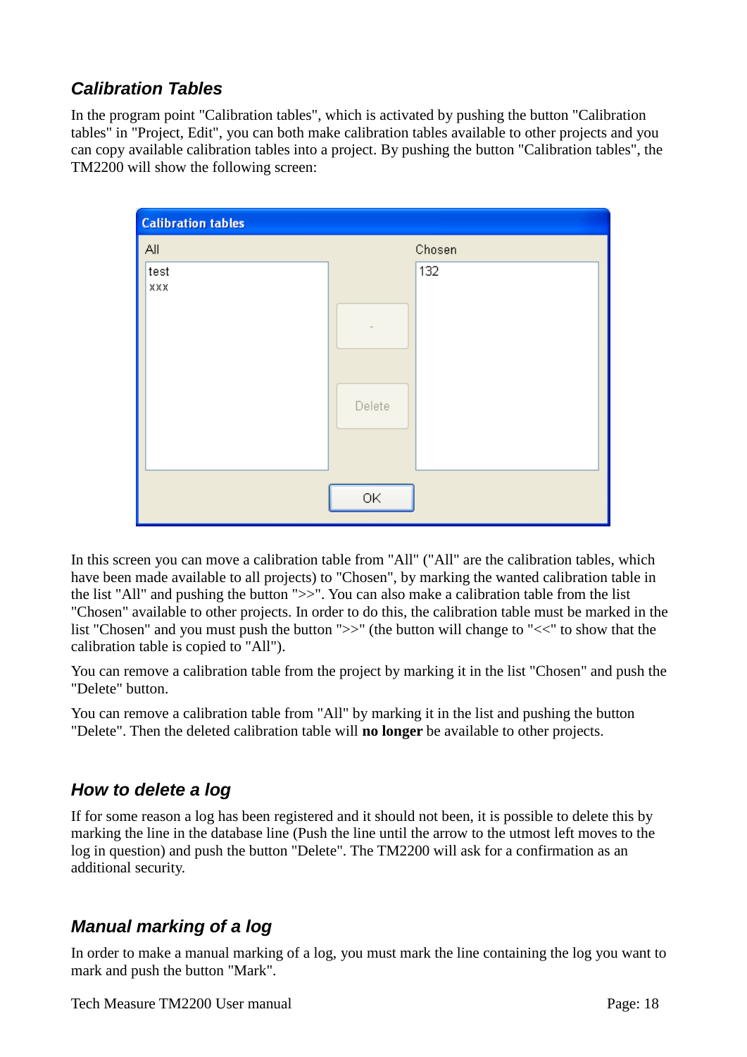## *Calibration Tables*

In the program point "Calibration tables", which is activated by pushing the button "Calibration tables" in "Project, Edit", you can both make calibration tables available to other projects and you can copy available calibration tables into a project. By pushing the button "Calibration tables", the TM2200 will show the following screen:

In this screen you can move a calibration table from "All" ("All" are the calibration tables, which have been made available to all projects) to "Chosen", by marking the wanted calibration table in the list "All" and pushing the button ">>". You can also make a calibration table from the list "Chosen" available to other projects. In order to do this, the calibration table must be marked in the list "Chosen" and you must push the button ">>" (the button will change to "<<" to show that the calibration table is copied to "All").

You can remove a calibration table from the project by marking it in the list "Chosen" and push the "Delete" button.

You can remove a calibration table from "All" by marking it in the list and pushing the button "Delete". Then the deleted calibration table will **no longer** be available to other projects.

## *How to delete a log*

If for some reason a log has been registered and it should not been, it is possible to delete this by marking the line in the database line (Push the line until the arrow to the utmost left moves to the log in question) and push the button "Delete". The TM2200 will ask for a confirmation as an additional security.

## *Manual marking of a log*

In order to make a manual marking of a log, you must mark the line containing the log you want to mark and push the button "Mark".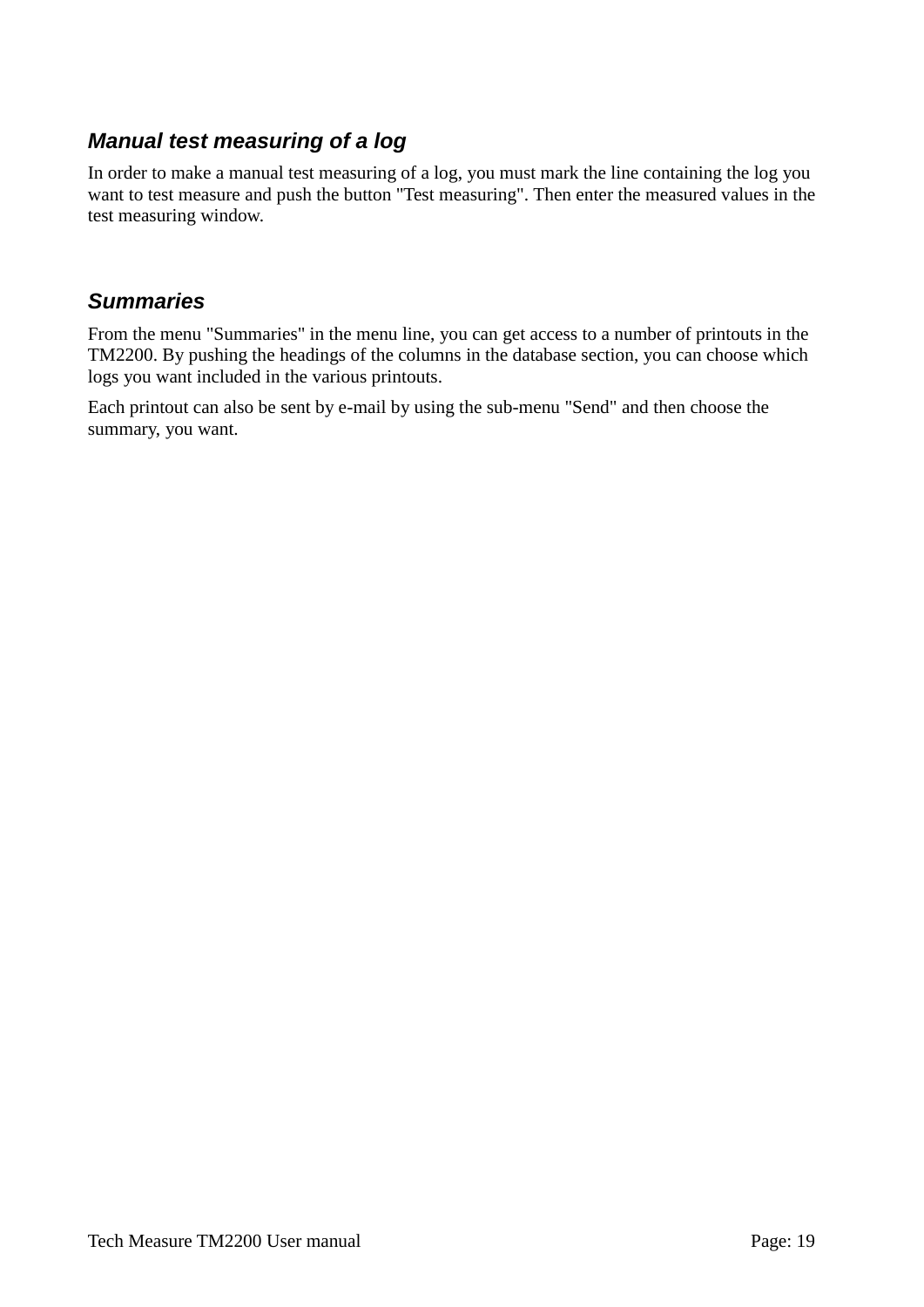### *Manual test measuring of a log*

In order to make a manual test measuring of a log, you must mark the line containing the log you want to test measure and push the button "Test measuring". Then enter the measured values in the test measuring window.

### *Summaries*

From the menu "Summaries" in the menu line, you can get access to a number of printouts in the TM2200. By pushing the headings of the columns in the database section, you can choose which logs you want included in the various printouts.

Each printout can also be sent by e-mail by using the sub-menu "Send" and then choose the summary, you want.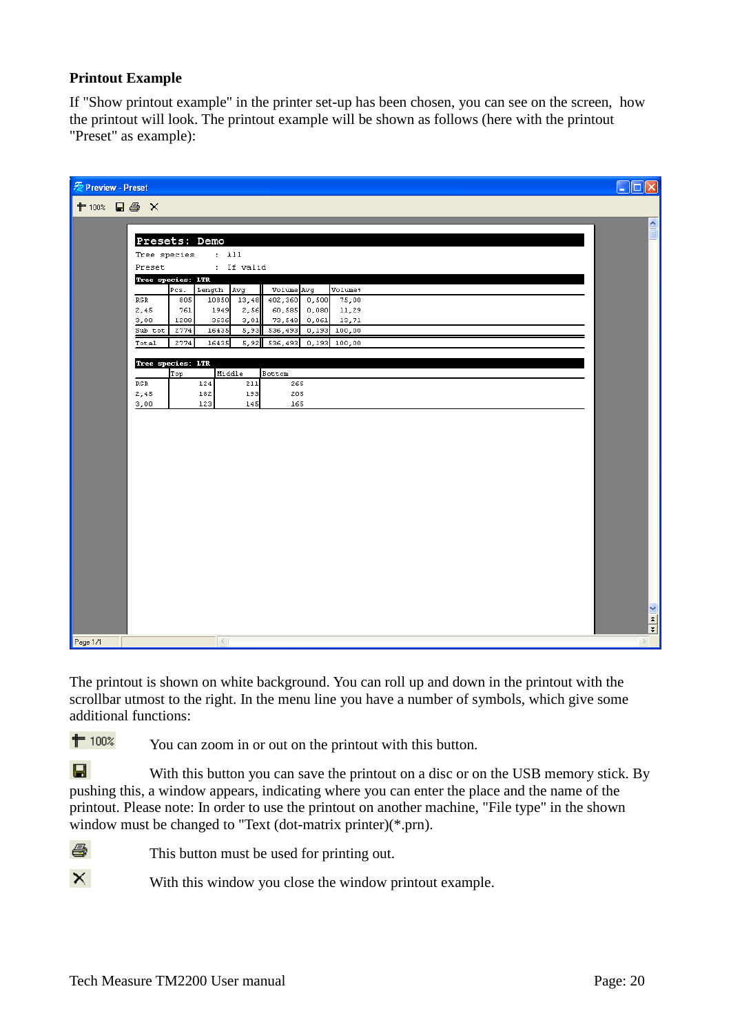**Printout Example**

If "Show printout example" in the printer set-up has been chosen, you can see on the screen, how the printout will look. The printout example will be shown as follows (here with the printout "Preset" as example):

The printout is shown on white background. You can roll up and down in the printout with the scrollbar utmost to the right. In the menu line you have a number of symbols, which give some additional functions:

100% You can zoom in or out on the printout with this button.

With this button you can save the printout on a disc or on the USB memory stick. By pushing this, a window appears, indicating where you can enter the place and the name of the printout. Please note: In order to use the printout on another machine, "File type" in the shown window must be changed to "Text (dot-matrix printer)(*.prn).

This button must be used for printing out.

With this window you close the window printout example.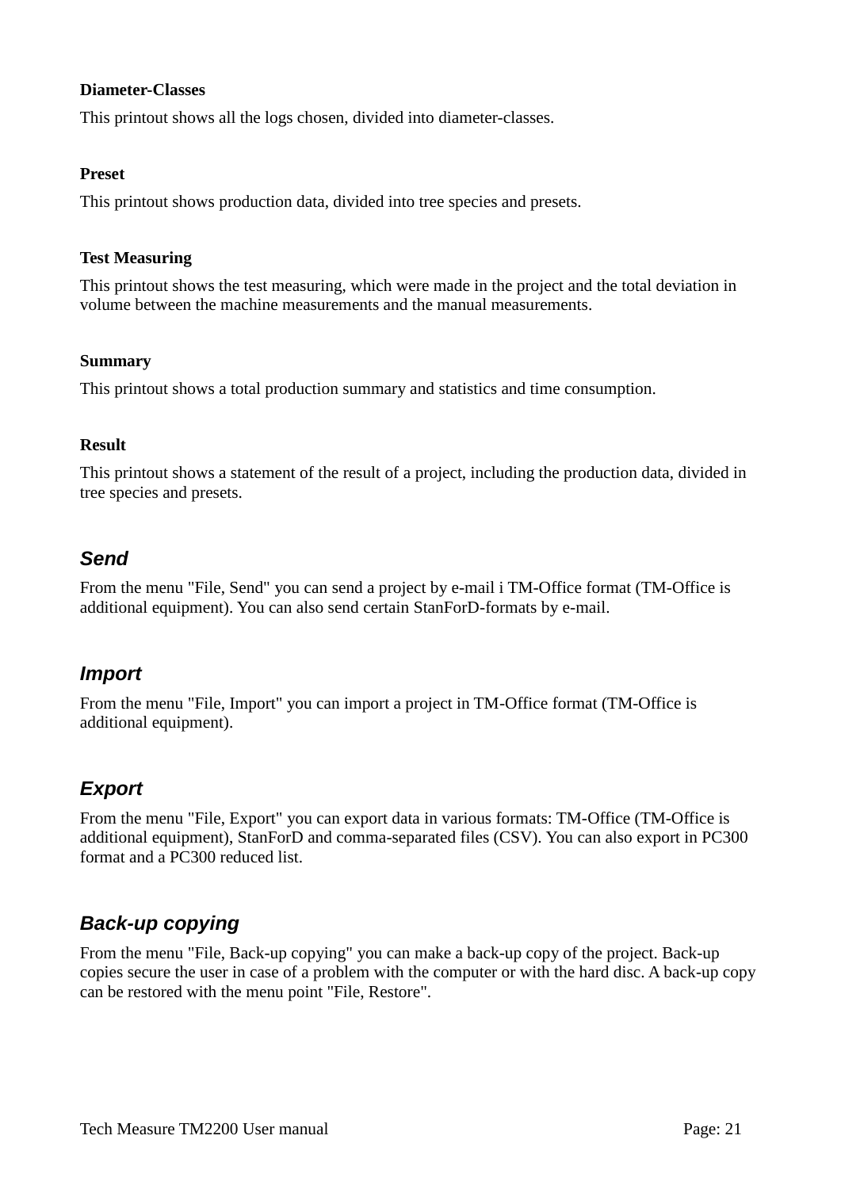**Diameter-Classes**

This printout shows all the logs chosen, divided into diameter-classes.

**Preset**

This printout shows production data, divided into tree species and presets.

**Test Measuring**

This printout shows the test measuring, which were made in the project and the total deviation in volume between the machine measurements and the manual measurements.

**Summary**

This printout shows a total production summary and statistics and time consumption.

**Result**

This printout shows a statement of the result of a project, including the production data, divided in tree species and presets.

### *Send*

From the menu "File, Send" you can send a project by e-mail i TM-Office format (TM-Office is additional equipment). You can also send certain StanForD-formats by e-mail.

### *Import*

From the menu "File, Import" you can import a project in TM-Office format (TM-Office is additional equipment).

### *Export*

From the menu "File, Export" you can export data in various formats: TM-Office (TM-Office is additional equipment), StanForD and comma-separated files (CSV). You can also export in PC300 format and a PC300 reduced list.

### *Back-up copying*

From the menu "File, Back-up copying" you can make a back-up copy of the project. Back-up copies secure the user in case of a problem with the computer or with the hard disc. A back-up copy can be restored with the menu point "File, Restore".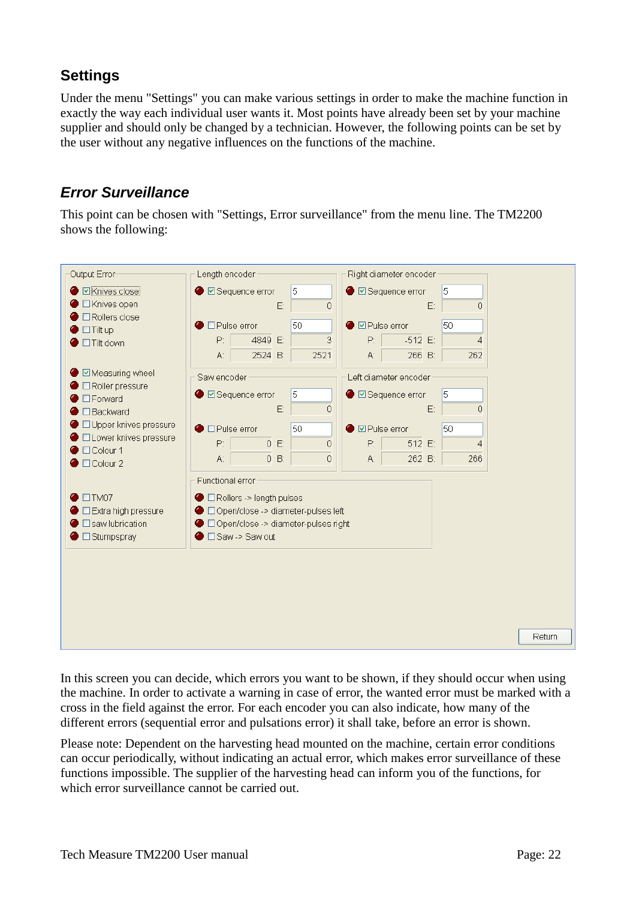## Settings

Under the menu "Settings" you can make various settings in order to make the machine function in exactly the way each individual user wants it. Most points have already been set by your machine supplier and should only be changed by a technician. However, the following points can be set by the user without any negative influences on the functions of the machine.

### *Error Surveillance*

This point can be chosen with "Settings, Error surveillance" from the menu line. The TM2200 shows the following:

**Output Error**

- ☑ Knives close
- ☐ Knives open
- ☐ Rollers close
- ☐ Tilt up
- ☐ Tilt down
- ☑ Measuring wheel
- ☐ Roller pressure
- ☐ Forward
- ☐ Backward
- ☐ Upper knives pressure
- ☐ Lower knives pressure
- ☐ Colour 1
- ☐ Colour 2
- ☐ TM07
- ☐ Extra high pressure
- ☐ saw lubrication
- ☐ Stumpspray

**Length encoder**

- ☑ Sequence error: 5, E: 0
- ☐ Pulse error: 50, P: 4849, E: 3, A: 2524, B: 2521

**Right diameter encoder**

- ☑ Sequence error: 5, E: 0
- ☑ Pulse error: 50, P: -512, E: 4, A: 266, B: 262

**Saw encoder**

- ☑ Sequence error: 5, E: 0
- ☐ Pulse error: 50, P: 0, E: 0, A: 0, B: 0

**Left diameter encoder**

- ☑ Sequence error: 5, E: 0
- ☑ Pulse error: 50, P: 512, E: 4, A: 262, B: 266

**Functional error**

- ☐ Rollers -> length pulses
- ☐ Open/close -> diameter-pulses left
- ☐ Open/close -> diameter-pulses right
- ☐ Saw -> Saw out

Return

In this screen you can decide, which errors you want to be shown, if they should occur when using the machine. In order to activate a warning in case of error, the wanted error must be marked with a cross in the field against the error. For each encoder you can also indicate, how many of the different errors (sequential error and pulsations error) it shall take, before an error is shown.

Please note: Dependent on the harvesting head mounted on the machine, certain error conditions can occur periodically, without indicating an actual error, which makes error surveillance of these functions impossible. The supplier of the harvesting head can inform you of the functions, for which error surveillance cannot be carried out.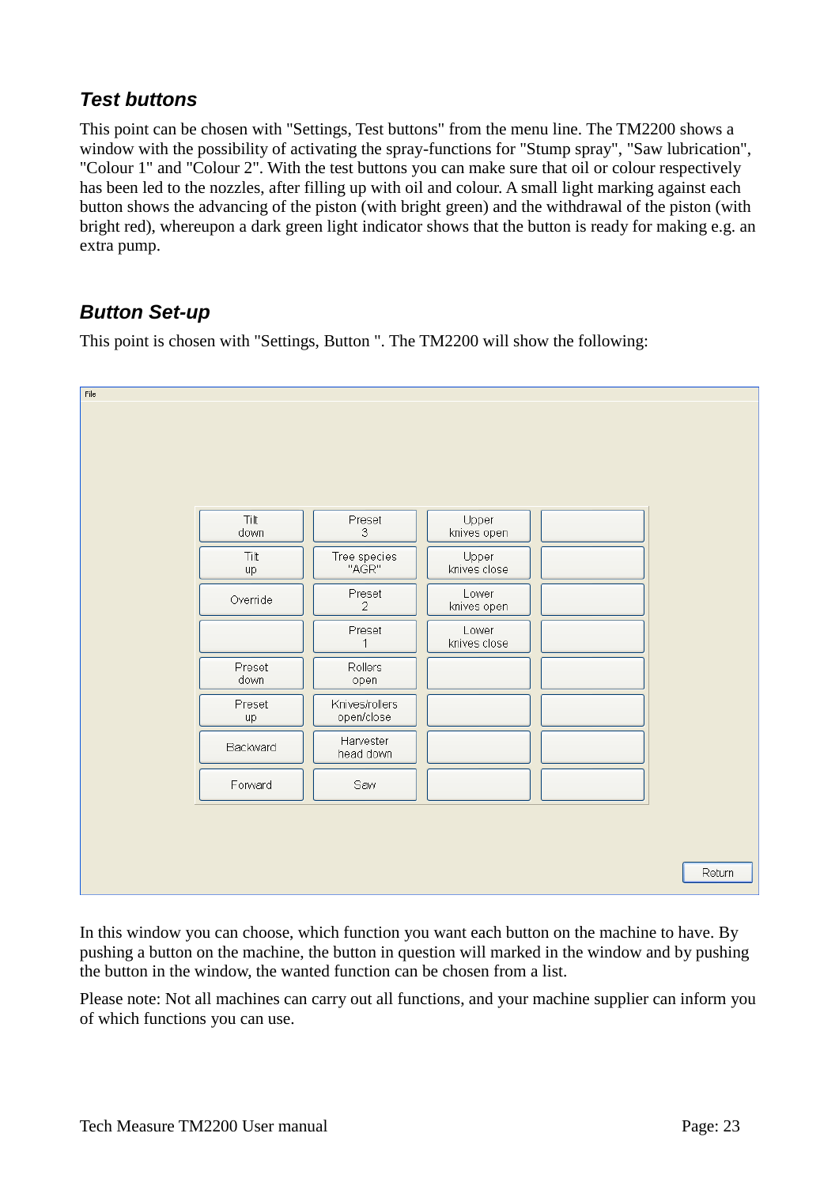### *Test buttons*

This point can be chosen with "Settings, Test buttons" from the menu line. The TM2200 shows a window with the possibility of activating the spray-functions for "Stump spray", "Saw lubrication", "Colour 1" and "Colour 2". With the test buttons you can make sure that oil or colour respectively has been led to the nozzles, after filling up with oil and colour. A small light marking against each button shows the advancing of the piston (with bright green) and the withdrawal of the piston (with bright red), whereupon a dark green light indicator shows that the button is ready for making e.g. an extra pump.

### *Button Set-up*

This point is chosen with "Settings, Button ". The TM2200 will show the following:

File

| | | | |
|---|---|---|---|
| Tilt down | Preset 3 | Upper knives open | |
| Tilt up | Tree species "AGR" | Upper knives close | |
| Override | Preset 2 | Lower knives open | |
| | Preset 1 | Lower knives close | |
| Preset down | Rollers open | | |
| Preset up | Knives/rollers open/close | | |
| Backward | Harvester head down | | |
| Forward | Saw | | |

Return

In this window you can choose, which function you want each button on the machine to have. By pushing a button on the machine, the button in question will marked in the window and by pushing the button in the window, the wanted function can be chosen from a list.

Please note: Not all machines can carry out all functions, and your machine supplier can inform you of which functions you can use.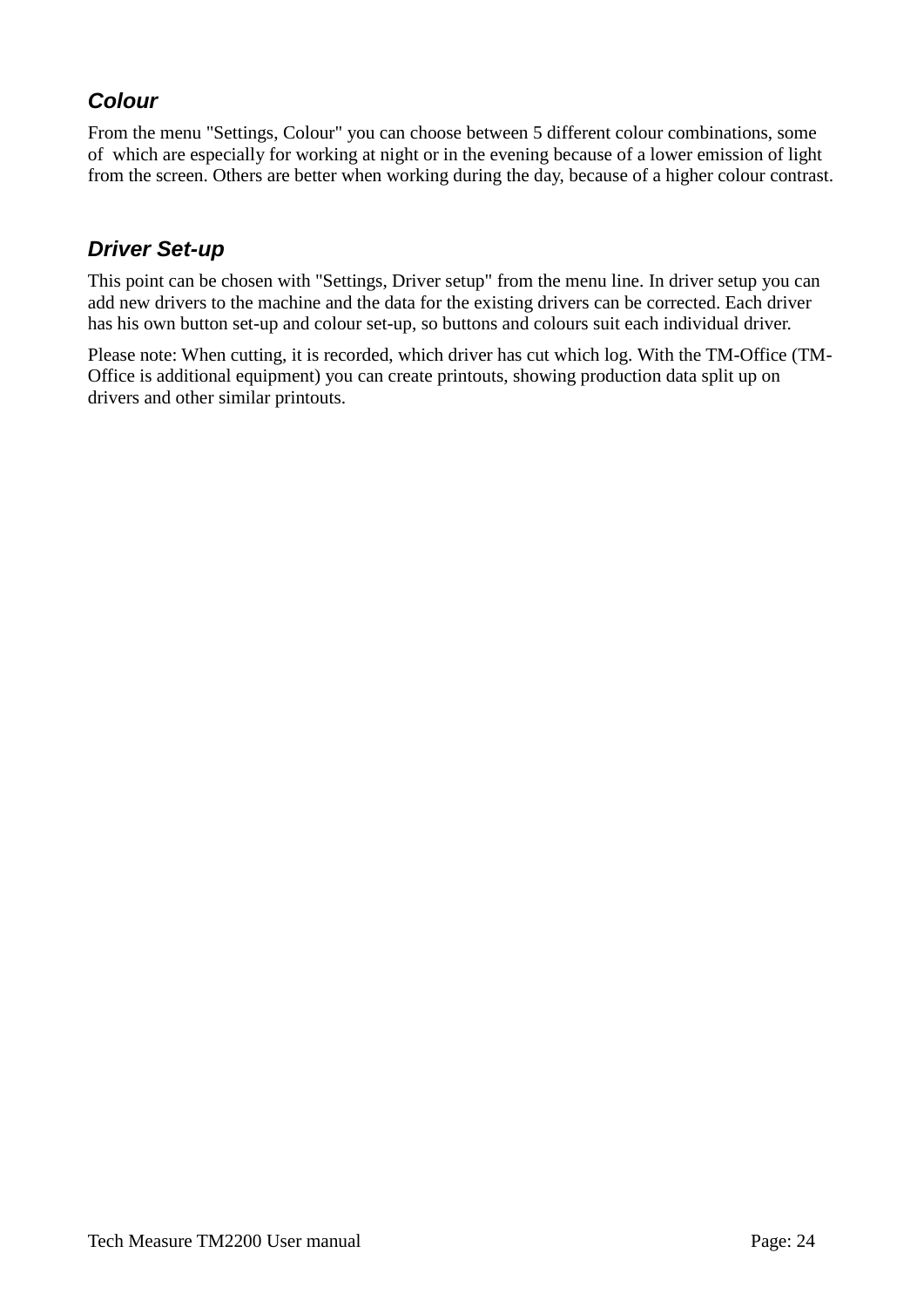### *Colour*

From the menu "Settings, Colour" you can choose between 5 different colour combinations, some of which are especially for working at night or in the evening because of a lower emission of light from the screen. Others are better when working during the day, because of a higher colour contrast.

### *Driver Set-up*

This point can be chosen with "Settings, Driver setup" from the menu line. In driver setup you can add new drivers to the machine and the data for the existing drivers can be corrected. Each driver has his own button set-up and colour set-up, so buttons and colours suit each individual driver.

Please note: When cutting, it is recorded, which driver has cut which log. With the TM-Office (TM-Office is additional equipment) you can create printouts, showing production data split up on drivers and other similar printouts.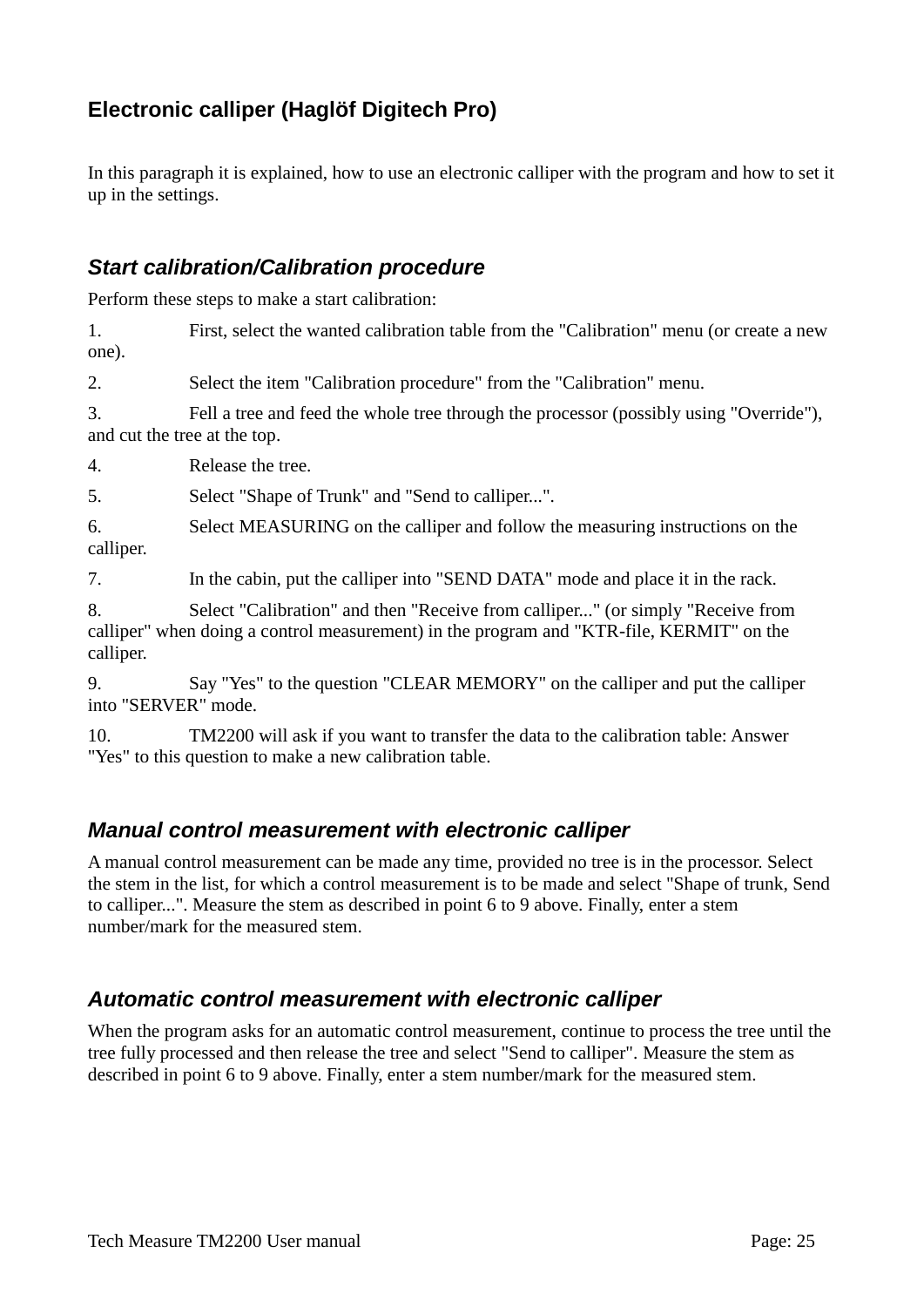## Electronic calliper (Haglöf Digitech Pro)

In this paragraph it is explained, how to use an electronic calliper with the program and how to set it up in the settings.

### *Start calibration/Calibration procedure*

Perform these steps to make a start calibration:

1. First, select the wanted calibration table from the "Calibration" menu (or create a new one).
2. Select the item "Calibration procedure" from the "Calibration" menu.
3. Fell a tree and feed the whole tree through the processor (possibly using "Override"), and cut the tree at the top.
4. Release the tree.
5. Select "Shape of Trunk" and "Send to calliper...".
6. Select MEASURING on the calliper and follow the measuring instructions on the calliper.
7. In the cabin, put the calliper into "SEND DATA" mode and place it in the rack.
8. Select "Calibration" and then "Receive from calliper..." (or simply "Receive from calliper" when doing a control measurement) in the program and "KTR-file, KERMIT" on the calliper.
9. Say "Yes" to the question "CLEAR MEMORY" on the calliper and put the calliper into "SERVER" mode.
10. TM2200 will ask if you want to transfer the data to the calibration table: Answer "Yes" to this question to make a new calibration table.

### *Manual control measurement with electronic calliper*

A manual control measurement can be made any time, provided no tree is in the processor. Select the stem in the list, for which a control measurement is to be made and select "Shape of trunk, Send to calliper...". Measure the stem as described in point 6 to 9 above. Finally, enter a stem number/mark for the measured stem.

### *Automatic control measurement with electronic calliper*

When the program asks for an automatic control measurement, continue to process the tree until the tree fully processed and then release the tree and select "Send to calliper". Measure the stem as described in point 6 to 9 above. Finally, enter a stem number/mark for the measured stem.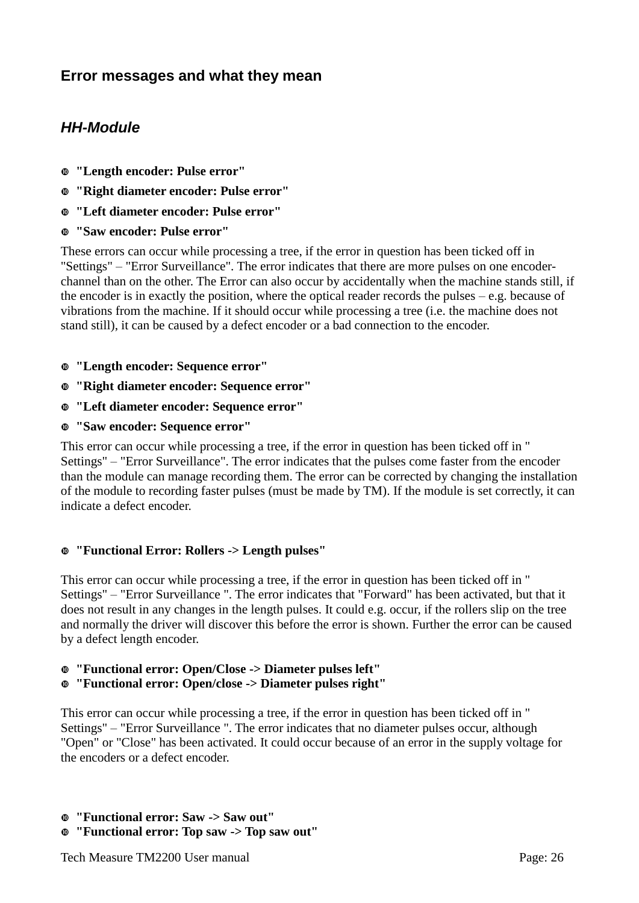## Error messages and what they mean

### *HH-Module*

- **"Length encoder: Pulse error"**
- **"Right diameter encoder: Pulse error"**
- **"Left diameter encoder: Pulse error"**
- **"Saw encoder: Pulse error"**

These errors can occur while processing a tree, if the error in question has been ticked off in "Settings" – "Error Surveillance". The error indicates that there are more pulses on one encoder-channel than on the other. The Error can also occur by accidentally when the machine stands still, if the encoder is in exactly the position, where the optical reader records the pulses – e.g. because of vibrations from the machine. If it should occur while processing a tree (i.e. the machine does not stand still), it can be caused by a defect encoder or a bad connection to the encoder.

- **"Length encoder: Sequence error"**
- **"Right diameter encoder: Sequence error"**
- **"Left diameter encoder: Sequence error"**
- **"Saw encoder: Sequence error"**

This error can occur while processing a tree, if the error in question has been ticked off in " Settings" – "Error Surveillance". The error indicates that the pulses come faster from the encoder than the module can manage recording them. The error can be corrected by changing the installation of the module to recording faster pulses (must be made by TM). If the module is set correctly, it can indicate a defect encoder.

- **"Functional Error: Rollers -> Length pulses"**

This error can occur while processing a tree, if the error in question has been ticked off in " Settings" – "Error Surveillance ". The error indicates that "Forward" has been activated, but that it does not result in any changes in the length pulses. It could e.g. occur, if the rollers slip on the tree and normally the driver will discover this before the error is shown. Further the error can be caused by a defect length encoder.

- **"Functional error: Open/Close -> Diameter pulses left"**
- **"Functional error: Open/close -> Diameter pulses right"**

This error can occur while processing a tree, if the error in question has been ticked off in " Settings" – "Error Surveillance ". The error indicates that no diameter pulses occur, although "Open" or "Close" has been activated. It could occur because of an error in the supply voltage for the encoders or a defect encoder.

- **"Functional error: Saw -> Saw out"**
- **"Functional error: Top saw -> Top saw out"**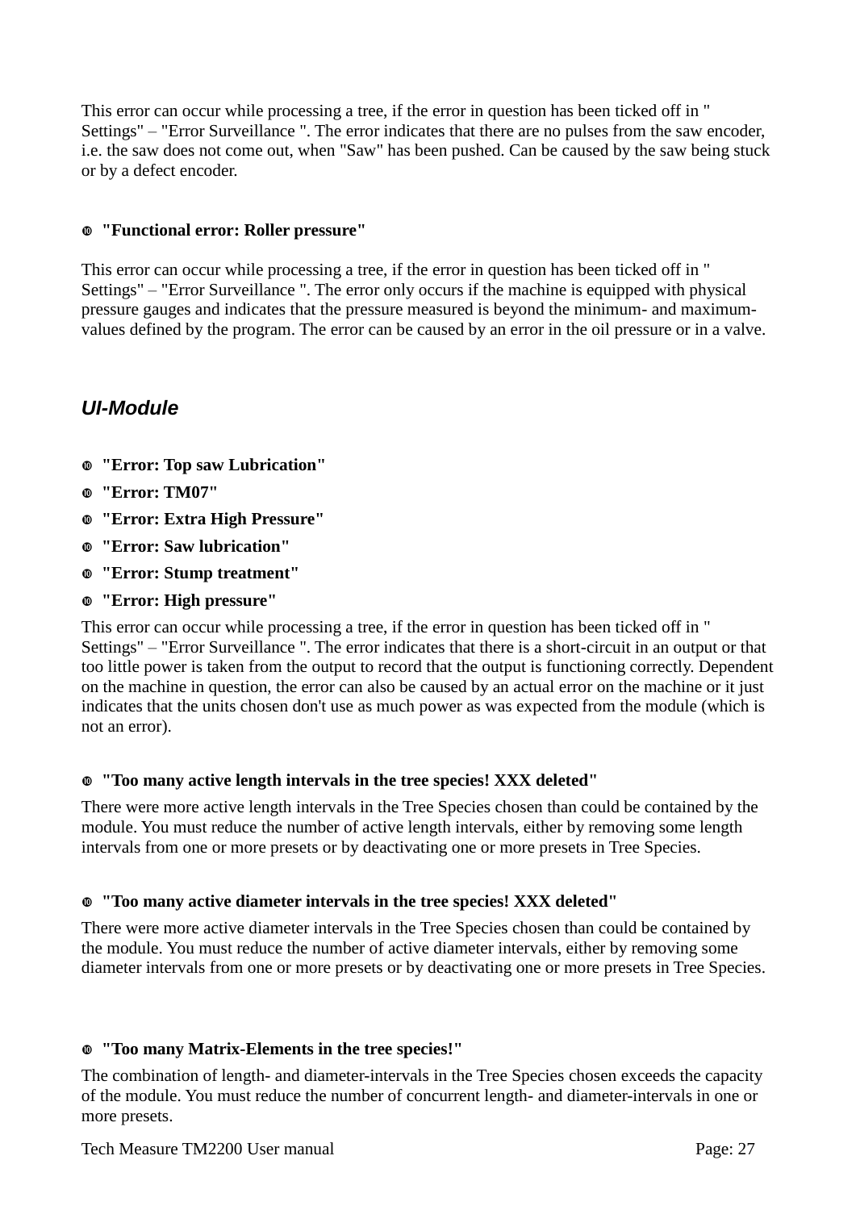This error can occur while processing a tree, if the error in question has been ticked off in " Settings" – "Error Surveillance ". The error indicates that there are no pulses from the saw encoder, i.e. the saw does not come out, when "Saw" has been pushed. Can be caused by the saw being stuck or by a defect encoder.

- **"Functional error: Roller pressure"**

This error can occur while processing a tree, if the error in question has been ticked off in " Settings" – "Error Surveillance ". The error only occurs if the machine is equipped with physical pressure gauges and indicates that the pressure measured is beyond the minimum- and maximum-values defined by the program. The error can be caused by an error in the oil pressure or in a valve.

### *UI-Module*

- **"Error: Top saw Lubrication"**
- **"Error: TM07"**
- **"Error: Extra High Pressure"**
- **"Error: Saw lubrication"**
- **"Error: Stump treatment"**
- **"Error: High pressure"**

This error can occur while processing a tree, if the error in question has been ticked off in " Settings" – "Error Surveillance ". The error indicates that there is a short-circuit in an output or that too little power is taken from the output to record that the output is functioning correctly. Dependent on the machine in question, the error can also be caused by an actual error on the machine or it just indicates that the units chosen don't use as much power as was expected from the module (which is not an error).

- **"Too many active length intervals in the tree species! XXX deleted"**

There were more active length intervals in the Tree Species chosen than could be contained by the module. You must reduce the number of active length intervals, either by removing some length intervals from one or more presets or by deactivating one or more presets in Tree Species.

- **"Too many active diameter intervals in the tree species! XXX deleted"**

There were more active diameter intervals in the Tree Species chosen than could be contained by the module. You must reduce the number of active diameter intervals, either by removing some diameter intervals from one or more presets or by deactivating one or more presets in Tree Species.

- **"Too many Matrix-Elements in the tree species!"**

The combination of length- and diameter-intervals in the Tree Species chosen exceeds the capacity of the module. You must reduce the number of concurrent length- and diameter-intervals in one or more presets.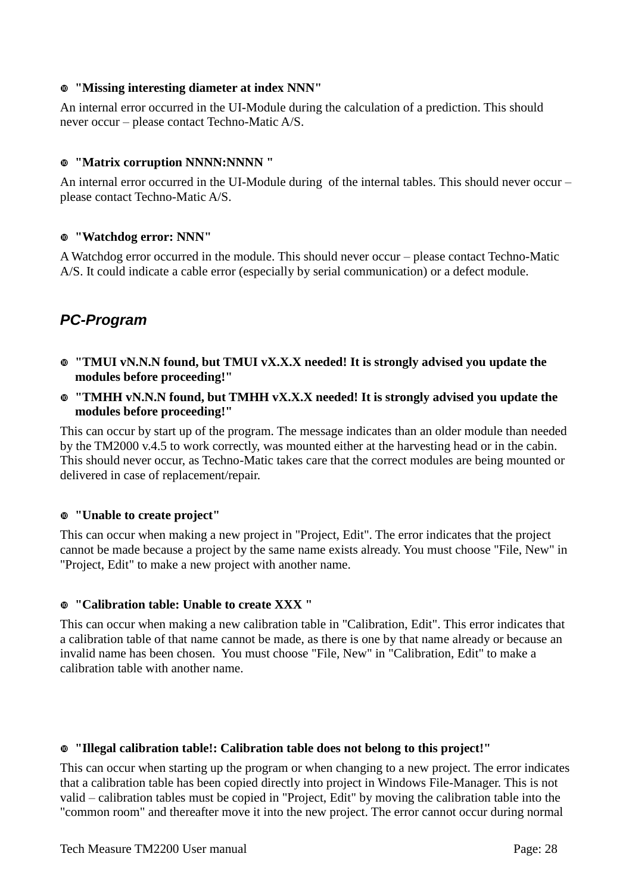- **"Missing interesting diameter at index NNN"**

An internal error occurred in the UI-Module during the calculation of a prediction. This should never occur – please contact Techno-Matic A/S.

- **"Matrix corruption NNNN:NNNN "**

An internal error occurred in the UI-Module during  of the internal tables. This should never occur – please contact Techno-Matic A/S.

- **"Watchdog error: NNN"**

A Watchdog error occurred in the module. This should never occur – please contact Techno-Matic A/S. It could indicate a cable error (especially by serial communication) or a defect module.

## *PC-Program*

- **"TMUI vN.N.N found, but TMUI vX.X.X needed! It is strongly advised you update the modules before proceeding!"**
- **"TMHH vN.N.N found, but TMHH vX.X.X needed! It is strongly advised you update the modules before proceeding!"**

This can occur by start up of the program. The message indicates than an older module than needed by the TM2000 v.4.5 to work correctly, was mounted either at the harvesting head or in the cabin. This should never occur, as Techno-Matic takes care that the correct modules are being mounted or delivered in case of replacement/repair.

- **"Unable to create project"**

This can occur when making a new project in "Project, Edit". The error indicates that the project cannot be made because a project by the same name exists already. You must choose "File, New" in "Project, Edit" to make a new project with another name.

- **"Calibration table: Unable to create XXX "**

This can occur when making a new calibration table in "Calibration, Edit". This error indicates that a calibration table of that name cannot be made, as there is one by that name already or because an invalid name has been chosen.  You must choose "File, New" in "Calibration, Edit" to make a calibration table with another name.

- **"Illegal calibration table!: Calibration table does not belong to this project!"**

This can occur when starting up the program or when changing to a new project. The error indicates that a calibration table has been copied directly into project in Windows File-Manager. This is not valid – calibration tables must be copied in "Project, Edit" by moving the calibration table into the "common room" and thereafter move it into the new project. The error cannot occur during normal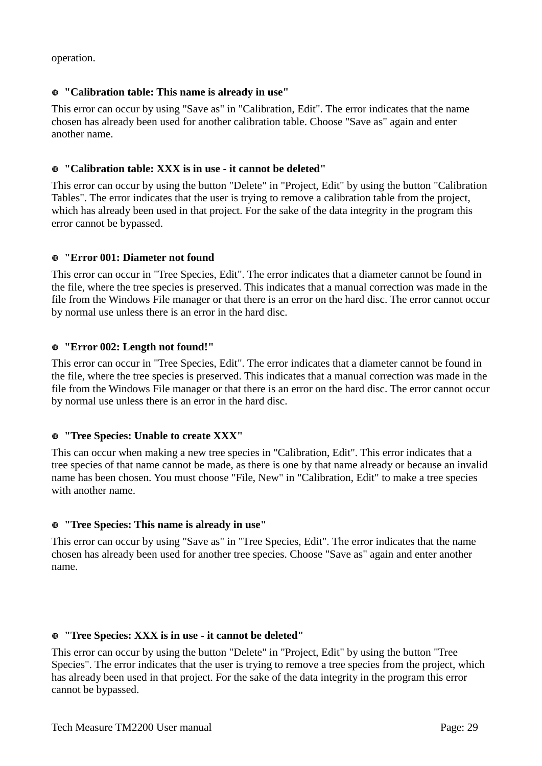operation.

- **"Calibration table: This name is already in use"**

This error can occur by using "Save as" in "Calibration, Edit". The error indicates that the name chosen has already been used for another calibration table. Choose "Save as" again and enter another name.

- **"Calibration table: XXX is in use - it cannot be deleted"**

This error can occur by using the button "Delete" in "Project, Edit" by using the button "Calibration Tables". The error indicates that the user is trying to remove a calibration table from the project, which has already been used in that project. For the sake of the data integrity in the program this error cannot be bypassed.

- **"Error 001: Diameter not found**

This error can occur in "Tree Species, Edit". The error indicates that a diameter cannot be found in the file, where the tree species is preserved. This indicates that a manual correction was made in the file from the Windows File manager or that there is an error on the hard disc. The error cannot occur by normal use unless there is an error in the hard disc.

- **"Error 002: Length not found!"**

This error can occur in "Tree Species, Edit". The error indicates that a diameter cannot be found in the file, where the tree species is preserved. This indicates that a manual correction was made in the file from the Windows File manager or that there is an error on the hard disc. The error cannot occur by normal use unless there is an error in the hard disc.

- **"Tree Species: Unable to create XXX"**

This can occur when making a new tree species in "Calibration, Edit". This error indicates that a tree species of that name cannot be made, as there is one by that name already or because an invalid name has been chosen. You must choose "File, New" in "Calibration, Edit" to make a tree species with another name.

- **"Tree Species: This name is already in use"**

This error can occur by using "Save as" in "Tree Species, Edit". The error indicates that the name chosen has already been used for another tree species. Choose "Save as" again and enter another name.

- **"Tree Species: XXX is in use - it cannot be deleted"**

This error can occur by using the button "Delete" in "Project, Edit" by using the button "Tree Species". The error indicates that the user is trying to remove a tree species from the project, which has already been used in that project. For the sake of the data integrity in the program this error cannot be bypassed.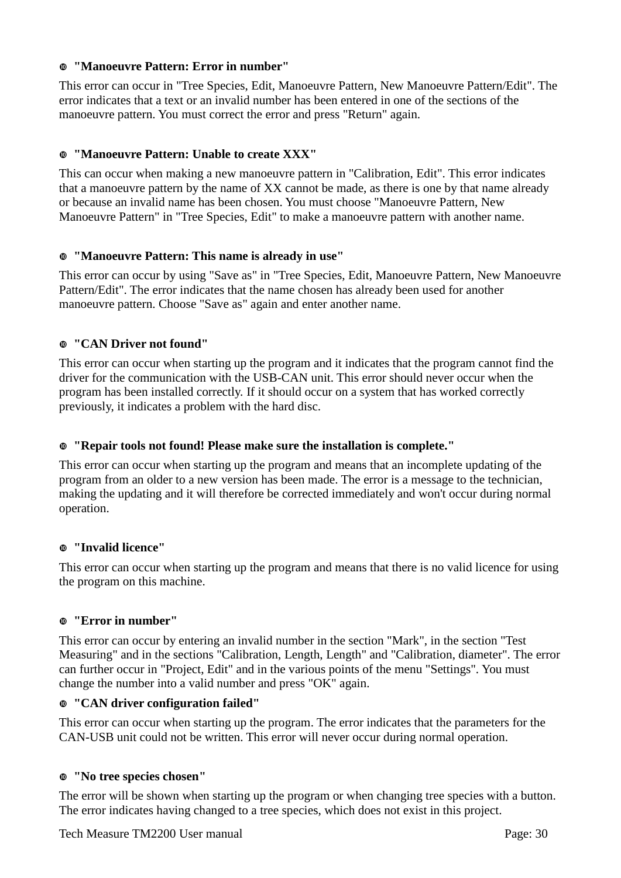- **"Manoeuvre Pattern: Error in number"**

This error can occur in "Tree Species, Edit, Manoeuvre Pattern, New Manoeuvre Pattern/Edit". The error indicates that a text or an invalid number has been entered in one of the sections of the manoeuvre pattern. You must correct the error and press "Return" again.

- **"Manoeuvre Pattern: Unable to create XXX"**

This can occur when making a new manoeuvre pattern in "Calibration, Edit". This error indicates that a manoeuvre pattern by the name of XX cannot be made, as there is one by that name already or because an invalid name has been chosen. You must choose "Manoeuvre Pattern, New Manoeuvre Pattern" in "Tree Species, Edit" to make a manoeuvre pattern with another name.

- **"Manoeuvre Pattern: This name is already in use"**

This error can occur by using "Save as" in "Tree Species, Edit, Manoeuvre Pattern, New Manoeuvre Pattern/Edit". The error indicates that the name chosen has already been used for another manoeuvre pattern. Choose "Save as" again and enter another name.

- **"CAN Driver not found"**

This error can occur when starting up the program and it indicates that the program cannot find the driver for the communication with the USB-CAN unit. This error should never occur when the program has been installed correctly. If it should occur on a system that has worked correctly previously, it indicates a problem with the hard disc.

- **"Repair tools not found! Please make sure the installation is complete."**

This error can occur when starting up the program and means that an incomplete updating of the program from an older to a new version has been made. The error is a message to the technician, making the updating and it will therefore be corrected immediately and won't occur during normal operation.

- **"Invalid licence"**

This error can occur when starting up the program and means that there is no valid licence for using the program on this machine.

- **"Error in number"**

This error can occur by entering an invalid number in the section "Mark", in the section "Test Measuring" and in the sections "Calibration, Length, Length" and "Calibration, diameter". The error can further occur in "Project, Edit" and in the various points of the menu "Settings". You must change the number into a valid number and press "OK" again.

- **"CAN driver configuration failed"**

This error can occur when starting up the program. The error indicates that the parameters for the CAN-USB unit could not be written. This error will never occur during normal operation.

- **"No tree species chosen"**

The error will be shown when starting up the program or when changing tree species with a button. The error indicates having changed to a tree species, which does not exist in this project.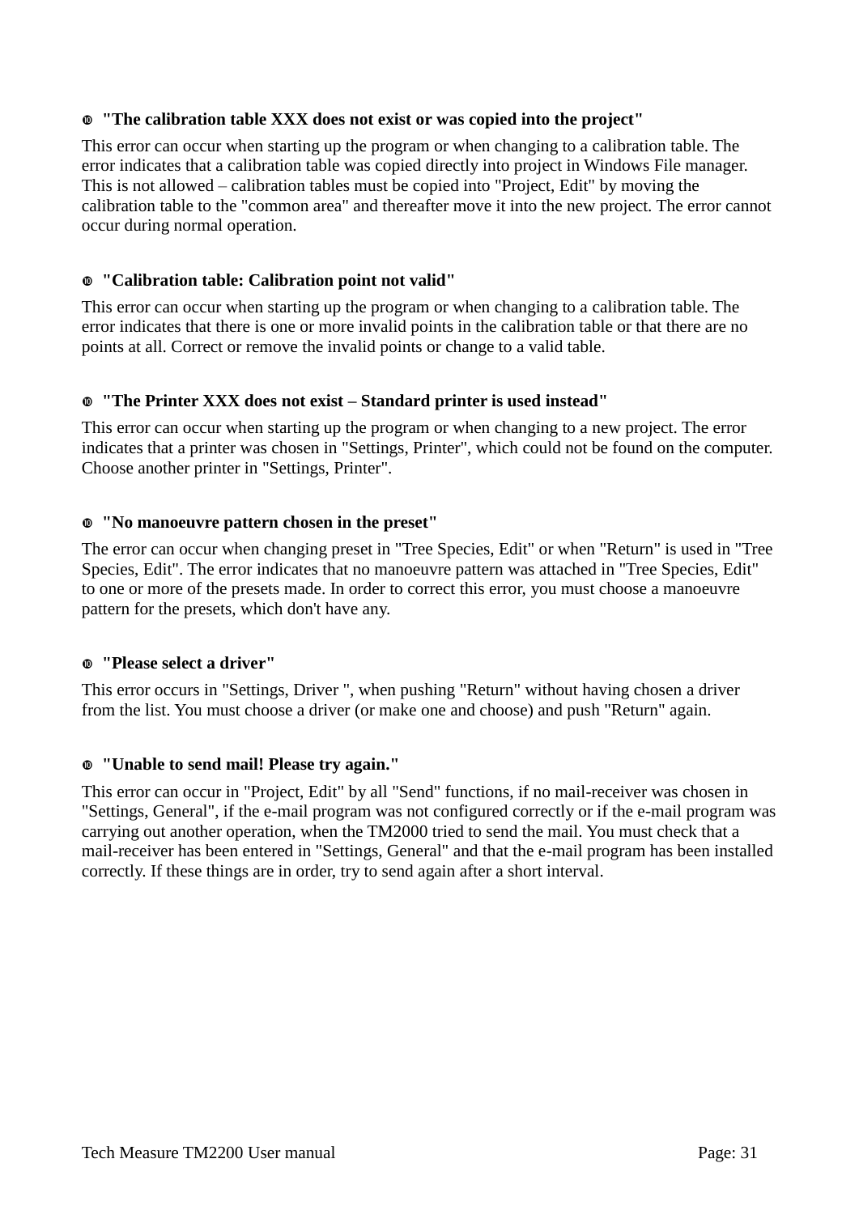- **"The calibration table XXX does not exist or was copied into the project"**

This error can occur when starting up the program or when changing to a calibration table. The error indicates that a calibration table was copied directly into project in Windows File manager. This is not allowed – calibration tables must be copied into "Project, Edit" by moving the calibration table to the "common area" and thereafter move it into the new project. The error cannot occur during normal operation.

- **"Calibration table: Calibration point not valid"**

This error can occur when starting up the program or when changing to a calibration table. The error indicates that there is one or more invalid points in the calibration table or that there are no points at all. Correct or remove the invalid points or change to a valid table.

- **"The Printer XXX does not exist – Standard printer is used instead"**

This error can occur when starting up the program or when changing to a new project. The error indicates that a printer was chosen in "Settings, Printer", which could not be found on the computer. Choose another printer in "Settings, Printer".

- **"No manoeuvre pattern chosen in the preset"**

The error can occur when changing preset in "Tree Species, Edit" or when "Return" is used in "Tree Species, Edit". The error indicates that no manoeuvre pattern was attached in "Tree Species, Edit" to one or more of the presets made. In order to correct this error, you must choose a manoeuvre pattern for the presets, which don't have any.

- **"Please select a driver"**

This error occurs in "Settings, Driver ", when pushing "Return" without having chosen a driver from the list. You must choose a driver (or make one and choose) and push "Return" again.

- **"Unable to send mail! Please try again."**

This error can occur in "Project, Edit" by all "Send" functions, if no mail-receiver was chosen in "Settings, General", if the e-mail program was not configured correctly or if the e-mail program was carrying out another operation, when the TM2000 tried to send the mail. You must check that a mail-receiver has been entered in "Settings, General" and that the e-mail program has been installed correctly. If these things are in order, try to send again after a short interval.